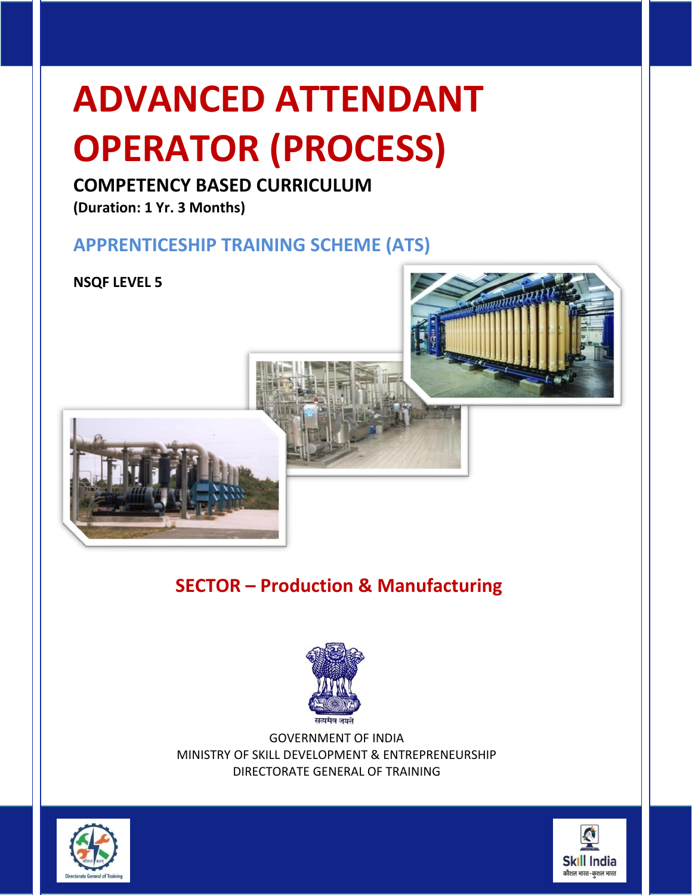# ADVANCED ATTENDANT OPERATOR (PROCESS)

## COMPETENCY BASED CURRICULUM

**(Duration: 1 Yr. 3 Months)**

## APPRENTICESHIP TRAINING SCHEME (ATS)

**NSQF LEVEL 5**

## SECTOR – Production & Manufacturing

सत्यमेव जयते

GOVERNMENT OF INDIA
MINISTRY OF SKILL DEVELOPMENT & ENTREPRENEURSHIP
DIRECTORATE GENERAL OF TRAINING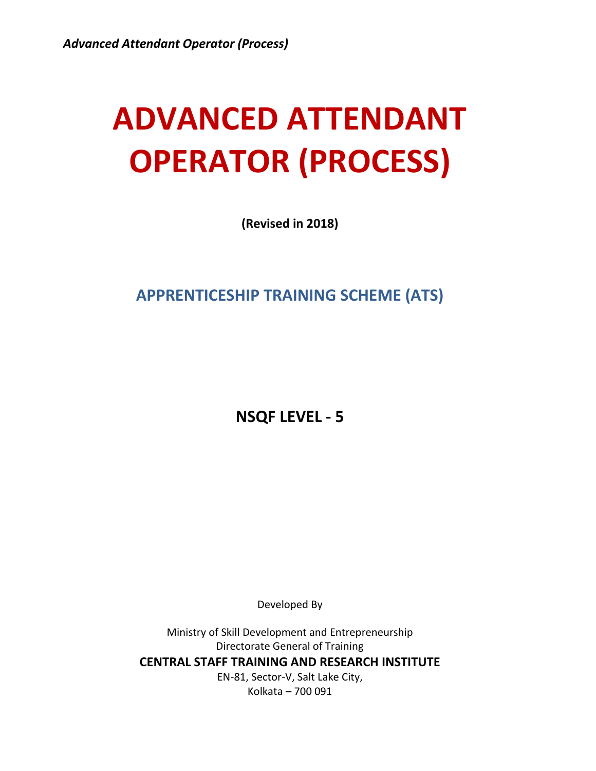# ADVANCED ATTENDANT OPERATOR (PROCESS)

**(Revised in 2018)**

## APPRENTICESHIP TRAINING SCHEME (ATS)

## NSQF LEVEL - 5

Developed By

Ministry of Skill Development and Entrepreneurship
Directorate General of Training

**CENTRAL STAFF TRAINING AND RESEARCH INSTITUTE**

EN-81, Sector-V, Salt Lake City,
Kolkata – 700 091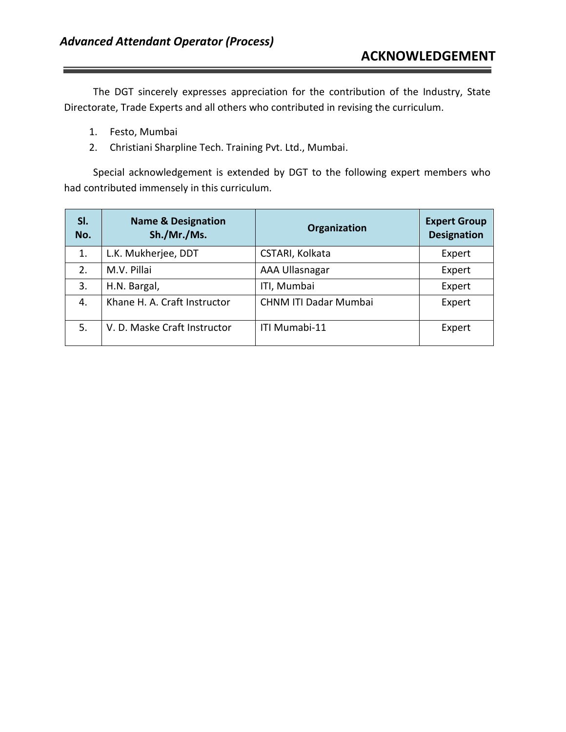# ACKNOWLEDGEMENT

The DGT sincerely expresses appreciation for the contribution of the Industry, State Directorate, Trade Experts and all others who contributed in revising the curriculum.

1. Festo, Mumbai
2. Christiani Sharpline Tech. Training Pvt. Ltd., Mumbai.

Special acknowledgement is extended by DGT to the following expert members who had contributed immensely in this curriculum.

| Sl. No. | Name & Designation Sh./Mr./Ms. | Organization | Expert Group Designation |
|---|---|---|---|
| 1. | L.K. Mukherjee, DDT | CSTARI, Kolkata | Expert |
| 2. | M.V. Pillai | AAA Ullasnagar | Expert |
| 3. | H.N. Bargal, | ITI, Mumbai | Expert |
| 4. | Khane H. A. Craft Instructor | CHNM ITI Dadar Mumbai | Expert |
| 5. | V. D. Maske Craft Instructor | ITI Mumabi-11 | Expert |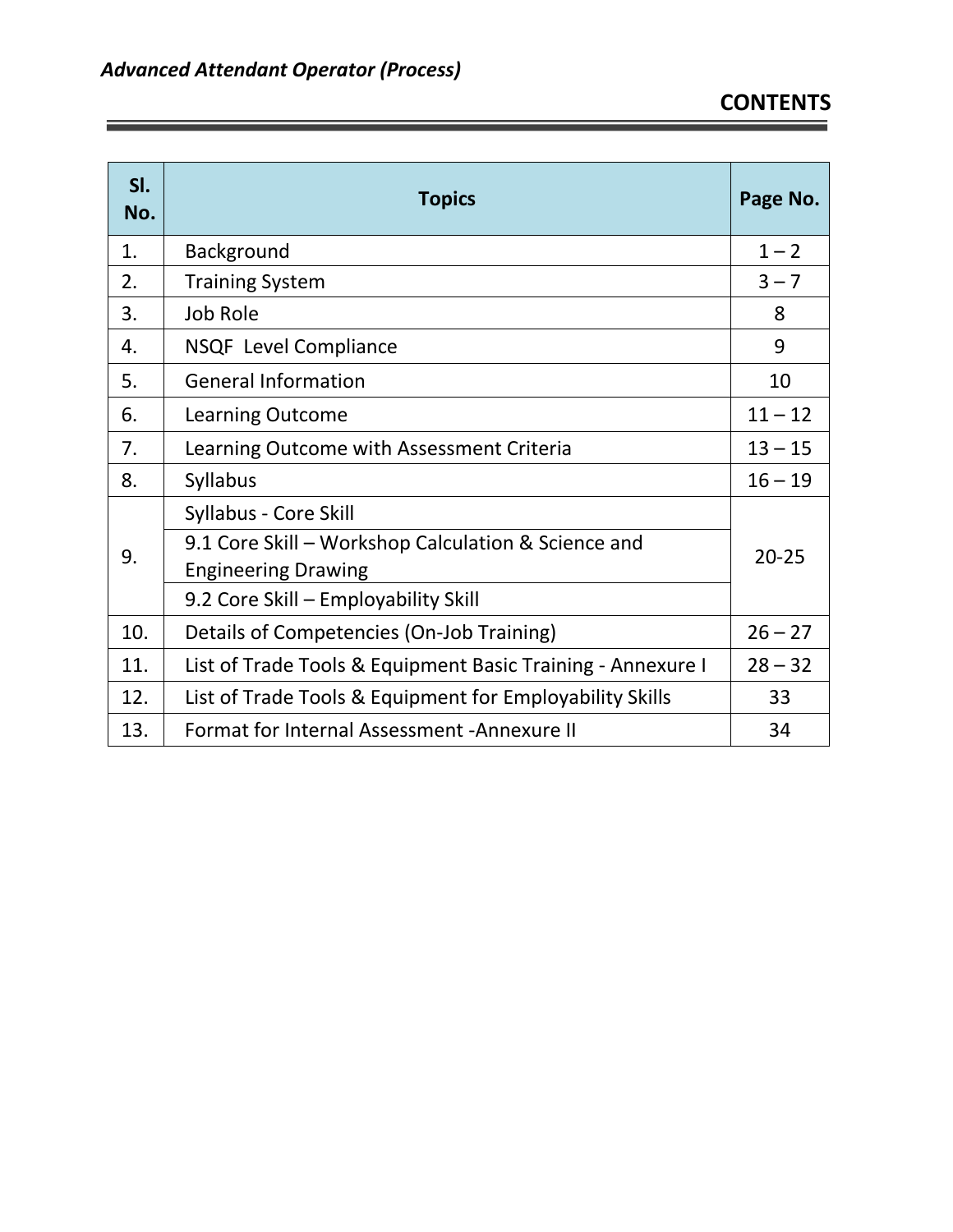# CONTENTS

| Sl. No. | Topics | Page No. |
|---|---|---|
| 1. | Background | 1 – 2 |
| 2. | Training System | 3 – 7 |
| 3. | Job Role | 8 |
| 4. | NSQF Level Compliance | 9 |
| 5. | General Information | 10 |
| 6. | Learning Outcome | 11 – 12 |
| 7. | Learning Outcome with Assessment Criteria | 13 – 15 |
| 8. | Syllabus | 16 – 19 |
| 9. | Syllabus - Core Skill | 20-25 |
| | 9.1 Core Skill – Workshop Calculation & Science and Engineering Drawing | |
| | 9.2 Core Skill – Employability Skill | |
| 10. | Details of Competencies (On-Job Training) | 26 – 27 |
| 11. | List of Trade Tools & Equipment Basic Training - Annexure I | 28 – 32 |
| 12. | List of Trade Tools & Equipment for Employability Skills | 33 |
| 13. | Format for Internal Assessment -Annexure II | 34 |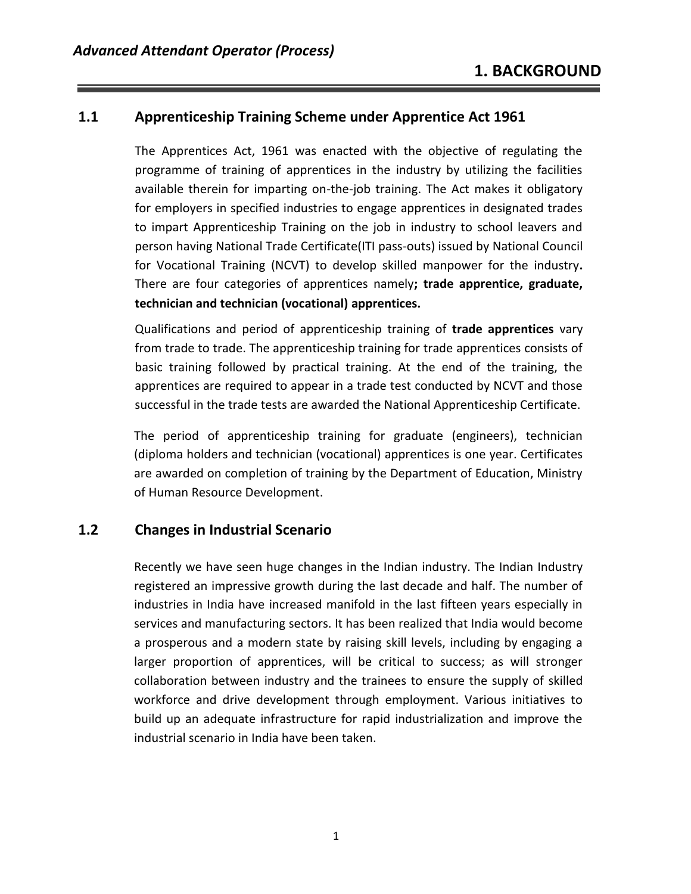# 1. BACKGROUND

## 1.1 Apprenticeship Training Scheme under Apprentice Act 1961

The Apprentices Act, 1961 was enacted with the objective of regulating the programme of training of apprentices in the industry by utilizing the facilities available therein for imparting on-the-job training. The Act makes it obligatory for employers in specified industries to engage apprentices in designated trades to impart Apprenticeship Training on the job in industry to school leavers and person having National Trade Certificate(ITI pass-outs) issued by National Council for Vocational Training (NCVT) to develop skilled manpower for the industry**.** There are four categories of apprentices namely**; trade apprentice, graduate, technician and technician (vocational) apprentices.**

Qualifications and period of apprenticeship training of **trade apprentices** vary from trade to trade. The apprenticeship training for trade apprentices consists of basic training followed by practical training. At the end of the training, the apprentices are required to appear in a trade test conducted by NCVT and those successful in the trade tests are awarded the National Apprenticeship Certificate.

The period of apprenticeship training for graduate (engineers), technician (diploma holders and technician (vocational) apprentices is one year. Certificates are awarded on completion of training by the Department of Education, Ministry of Human Resource Development.

## 1.2 Changes in Industrial Scenario

Recently we have seen huge changes in the Indian industry. The Indian Industry registered an impressive growth during the last decade and half. The number of industries in India have increased manifold in the last fifteen years especially in services and manufacturing sectors. It has been realized that India would become a prosperous and a modern state by raising skill levels, including by engaging a larger proportion of apprentices, will be critical to success; as will stronger collaboration between industry and the trainees to ensure the supply of skilled workforce and drive development through employment. Various initiatives to build up an adequate infrastructure for rapid industrialization and improve the industrial scenario in India have been taken.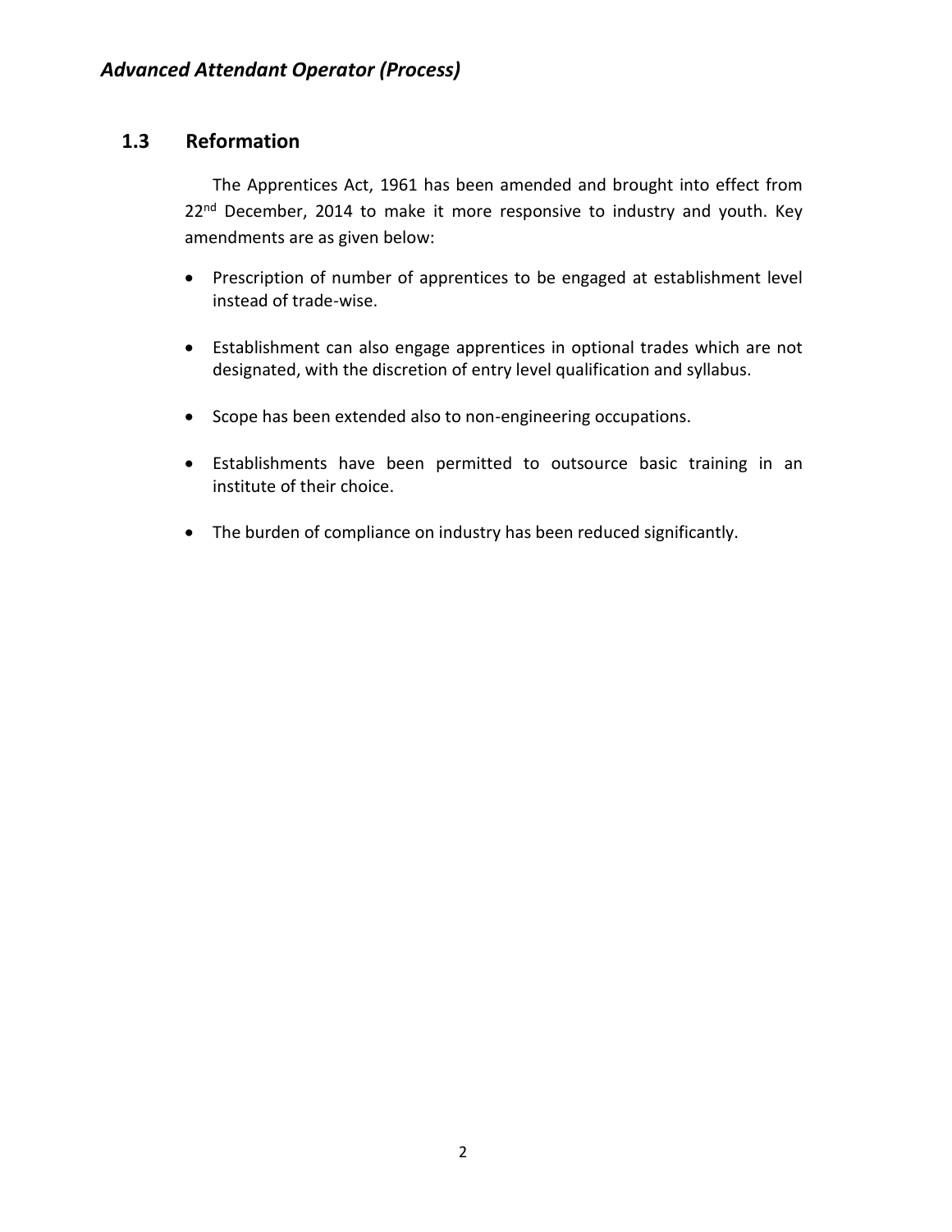## 1.3 Reformation

The Apprentices Act, 1961 has been amended and brought into effect from 22nd December, 2014 to make it more responsive to industry and youth. Key amendments are as given below:

- Prescription of number of apprentices to be engaged at establishment level instead of trade-wise.
- Establishment can also engage apprentices in optional trades which are not designated, with the discretion of entry level qualification and syllabus.
- Scope has been extended also to non-engineering occupations.
- Establishments have been permitted to outsource basic training in an institute of their choice.
- The burden of compliance on industry has been reduced significantly.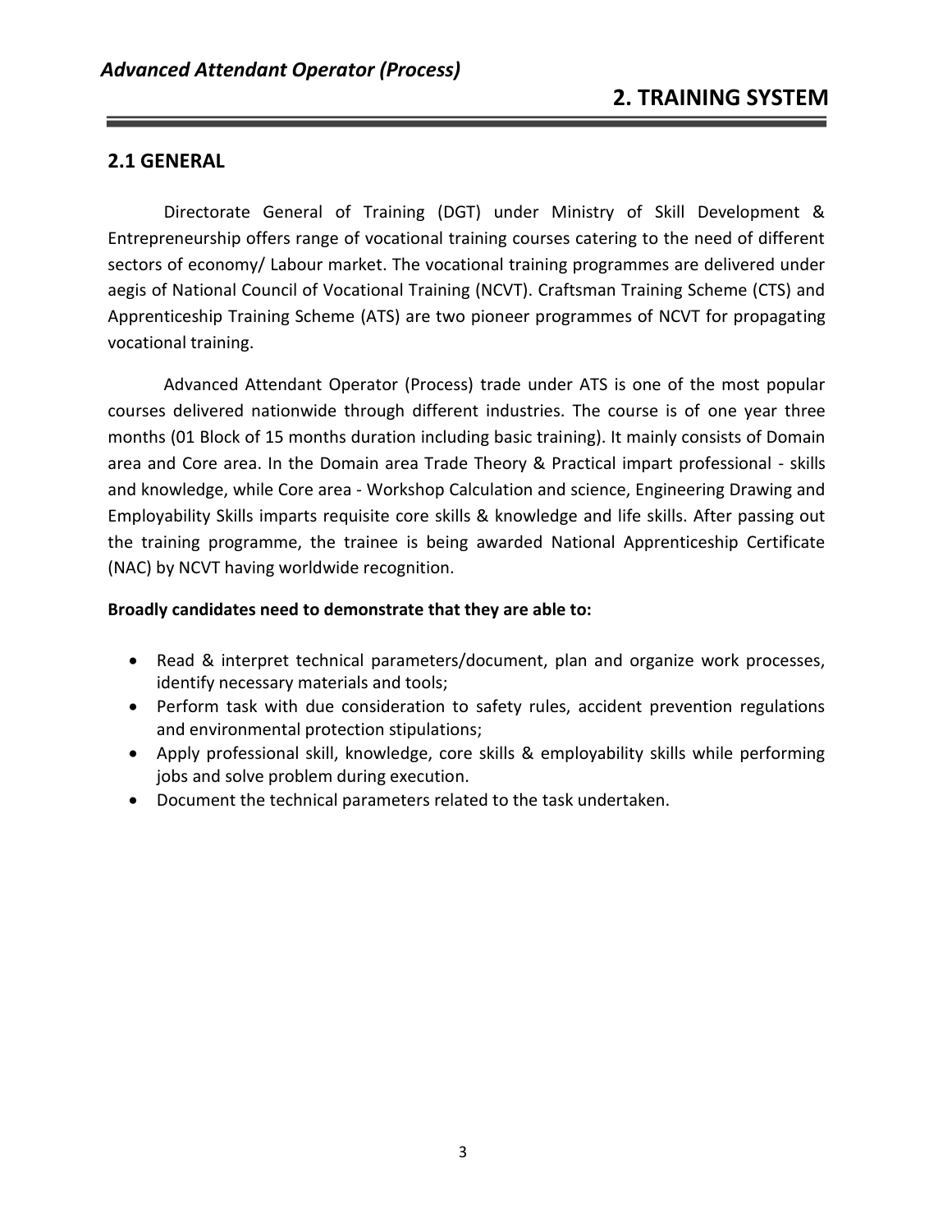# 2. TRAINING SYSTEM

## 2.1 GENERAL

Directorate General of Training (DGT) under Ministry of Skill Development & Entrepreneurship offers range of vocational training courses catering to the need of different sectors of economy/ Labour market. The vocational training programmes are delivered under aegis of National Council of Vocational Training (NCVT). Craftsman Training Scheme (CTS) and Apprenticeship Training Scheme (ATS) are two pioneer programmes of NCVT for propagating vocational training.

Advanced Attendant Operator (Process) trade under ATS is one of the most popular courses delivered nationwide through different industries. The course is of one year three months (01 Block of 15 months duration including basic training). It mainly consists of Domain area and Core area. In the Domain area Trade Theory & Practical impart professional - skills and knowledge, while Core area - Workshop Calculation and science, Engineering Drawing and Employability Skills imparts requisite core skills & knowledge and life skills. After passing out the training programme, the trainee is being awarded National Apprenticeship Certificate (NAC) by NCVT having worldwide recognition.

**Broadly candidates need to demonstrate that they are able to:**

- Read & interpret technical parameters/document, plan and organize work processes, identify necessary materials and tools;
- Perform task with due consideration to safety rules, accident prevention regulations and environmental protection stipulations;
- Apply professional skill, knowledge, core skills & employability skills while performing jobs and solve problem during execution.
- Document the technical parameters related to the task undertaken.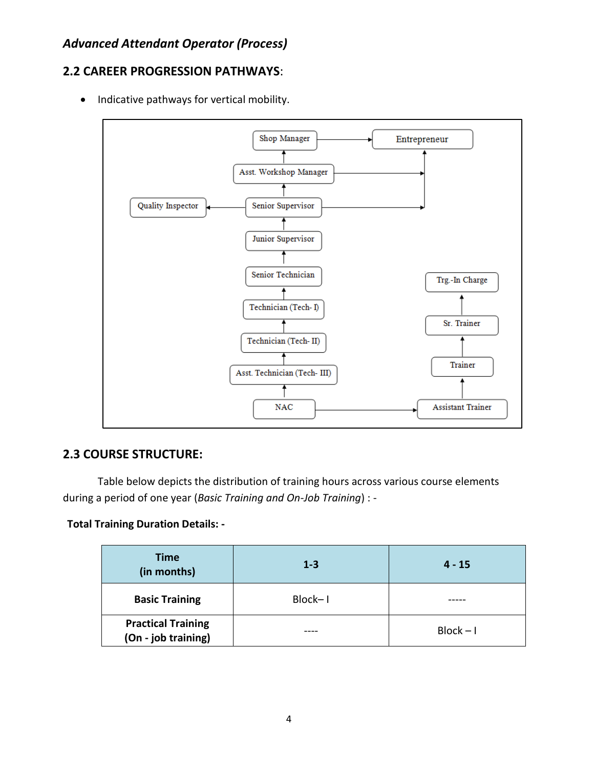## 2.2 CAREER PROGRESSION PATHWAYS:

- Indicative pathways for vertical mobility.

NAC → Asst. Technician (Tech- III) → Technician (Tech- II) → Technician (Tech- I) → Senior Technician → Junior Supervisor → Senior Supervisor → Asst. Workshop Manager → Shop Manager

Senior Supervisor → Quality Inspector

Senior Supervisor / Asst. Workshop Manager / Shop Manager → Entrepreneur

NAC → Assistant Trainer → Trainer → Sr. Trainer → Trg.-In Charge

## 2.3 COURSE STRUCTURE:

Table below depicts the distribution of training hours across various course elements during a period of one year (*Basic Training and On-Job Training*) : -

**Total Training Duration Details: -**

| **Time (in months)** | **1-3** | **4 - 15** |
|---|---|---|
| **Basic Training** | Block– I | ----- |
| **Practical Training (On - job training)** | ---- | Block – I |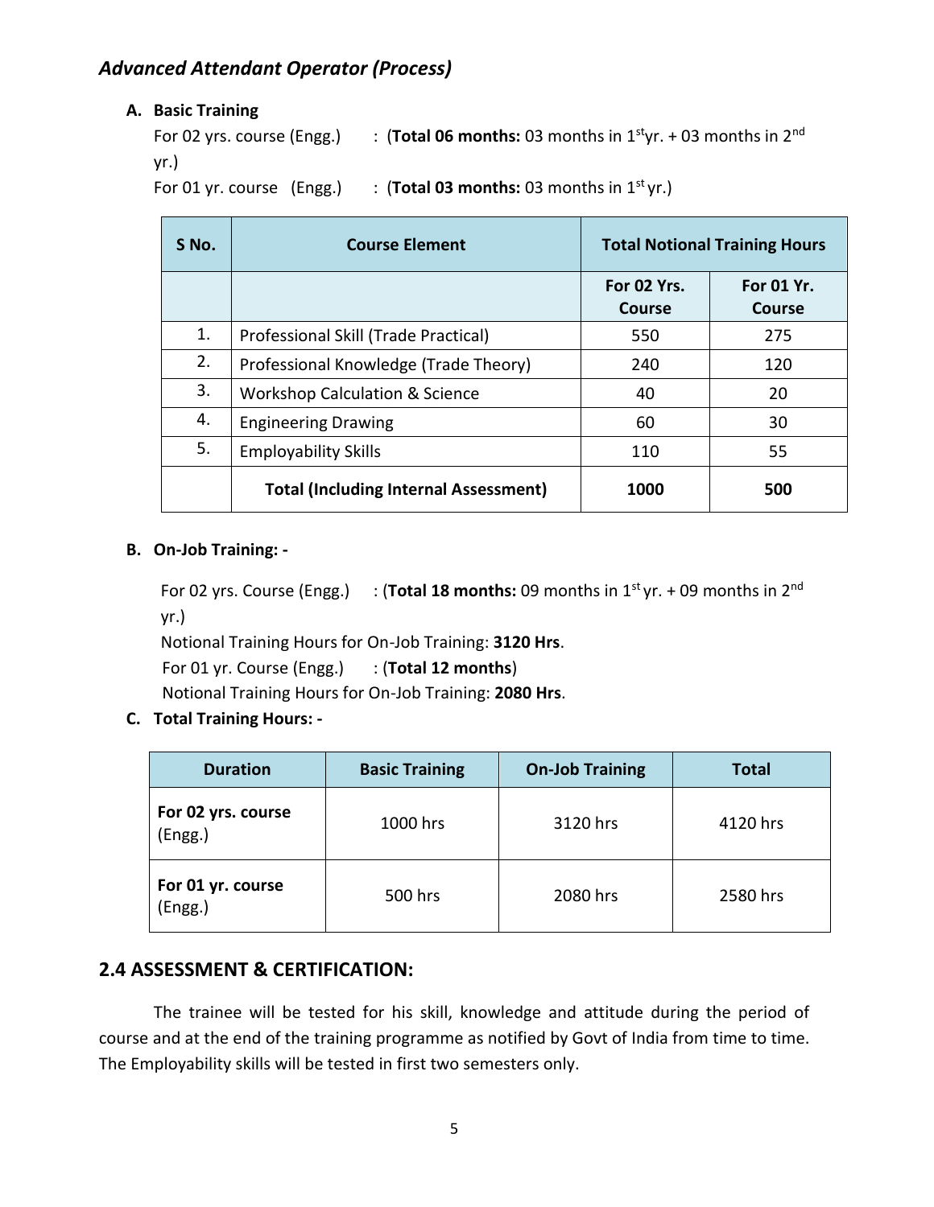## *Advanced Attendant Operator (Process)*

**A. Basic Training**

For 02 yrs. course (Engg.) : (**Total 06 months:** 03 months in 1st yr. + 03 months in 2nd yr.)

For 01 yr. course (Engg.) : (**Total 03 months:** 03 months in 1st yr.)

| S No. | Course Element | Total Notional Training Hours | |
|---|---|---|---|
| | | **For 02 Yrs. Course** | **For 01 Yr. Course** |
| 1. | Professional Skill (Trade Practical) | 550 | 275 |
| 2. | Professional Knowledge (Trade Theory) | 240 | 120 |
| 3. | Workshop Calculation & Science | 40 | 20 |
| 4. | Engineering Drawing | 60 | 30 |
| 5. | Employability Skills | 110 | 55 |
| | **Total (Including Internal Assessment)** | **1000** | **500** |

**B. On-Job Training: -**

For 02 yrs. Course (Engg.) : (**Total 18 months:** 09 months in 1st yr. + 09 months in 2nd yr.)

Notional Training Hours for On-Job Training: **3120 Hrs**.

For 01 yr. Course (Engg.) : (**Total 12 months**)

Notional Training Hours for On-Job Training: **2080 Hrs**.

**C. Total Training Hours: -**

| Duration | Basic Training | On-Job Training | Total |
|---|---|---|---|
| **For 02 yrs. course** (Engg.) | 1000 hrs | 3120 hrs | 4120 hrs |
| **For 01 yr. course** (Engg.) | 500 hrs | 2080 hrs | 2580 hrs |

## 2.4 ASSESSMENT & CERTIFICATION:

The trainee will be tested for his skill, knowledge and attitude during the period of course and at the end of the training programme as notified by Govt of India from time to time. The Employability skills will be tested in first two semesters only.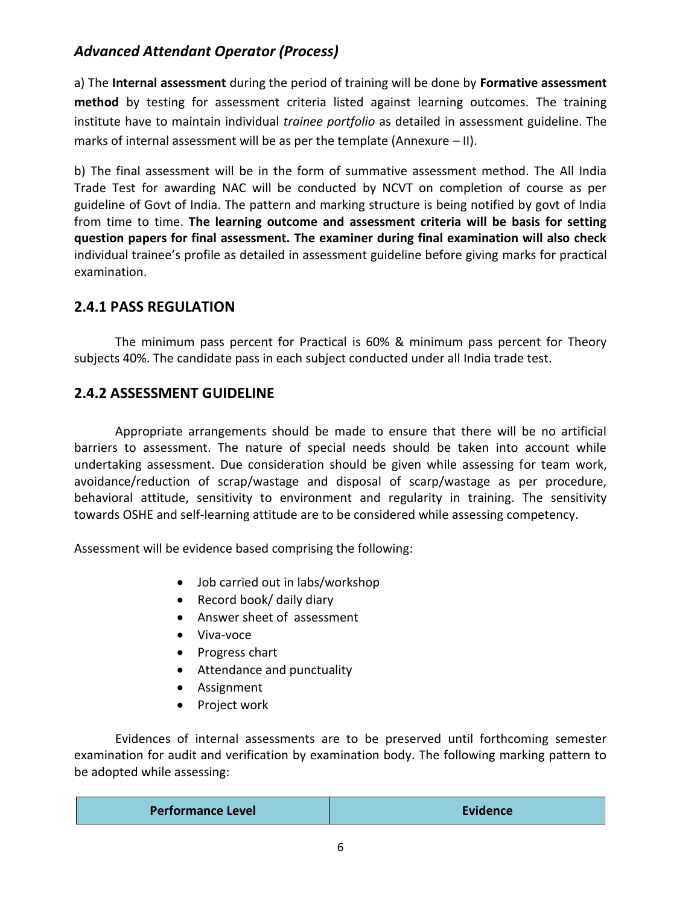## *Advanced Attendant Operator (Process)*

a) The **Internal assessment** during the period of training will be done by **Formative assessment method** by testing for assessment criteria listed against learning outcomes. The training institute have to maintain individual *trainee portfolio* as detailed in assessment guideline. The marks of internal assessment will be as per the template (Annexure – II).

b) The final assessment will be in the form of summative assessment method. The All India Trade Test for awarding NAC will be conducted by NCVT on completion of course as per guideline of Govt of India. The pattern and marking structure is being notified by govt of India from time to time. **The learning outcome and assessment criteria will be basis for setting question papers for final assessment. The examiner during final examination will also check** individual trainee's profile as detailed in assessment guideline before giving marks for practical examination.

### 2.4.1 PASS REGULATION

The minimum pass percent for Practical is 60% & minimum pass percent for Theory subjects 40%. The candidate pass in each subject conducted under all India trade test.

### 2.4.2 ASSESSMENT GUIDELINE

Appropriate arrangements should be made to ensure that there will be no artificial barriers to assessment. The nature of special needs should be taken into account while undertaking assessment. Due consideration should be given while assessing for team work, avoidance/reduction of scrap/wastage and disposal of scarp/wastage as per procedure, behavioral attitude, sensitivity to environment and regularity in training. The sensitivity towards OSHE and self-learning attitude are to be considered while assessing competency.

Assessment will be evidence based comprising the following:

- Job carried out in labs/workshop
- Record book/ daily diary
- Answer sheet of assessment
- Viva-voce
- Progress chart
- Attendance and punctuality
- Assignment
- Project work

Evidences of internal assessments are to be preserved until forthcoming semester examination for audit and verification by examination body. The following marking pattern to be adopted while assessing:

| Performance Level | Evidence |
|---|---|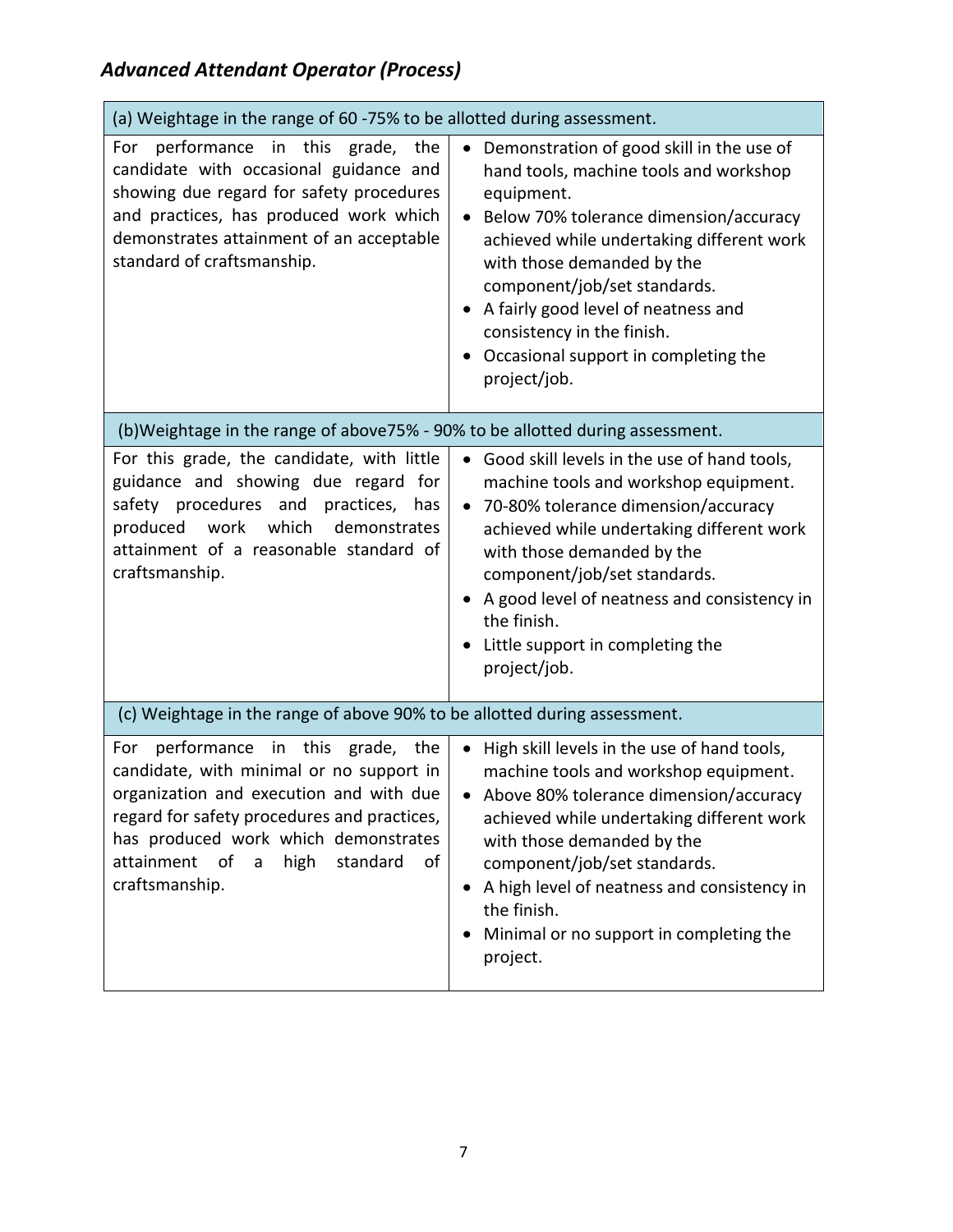## *Advanced Attendant Operator (Process)*

| (a) Weightage in the range of 60 -75% to be allotted during assessment. | |
|---|---|
| For performance in this grade, the candidate with occasional guidance and showing due regard for safety procedures and practices, has produced work which demonstrates attainment of an acceptable standard of craftsmanship. | • Demonstration of good skill in the use of hand tools, machine tools and workshop equipment.<br>• Below 70% tolerance dimension/accuracy achieved while undertaking different work with those demanded by the component/job/set standards.<br>• A fairly good level of neatness and consistency in the finish.<br>• Occasional support in completing the project/job. |
| **(b)Weightage in the range of above75% - 90% to be allotted during assessment.** | |
| For this grade, the candidate, with little guidance and showing due regard for safety procedures and practices, has produced work which demonstrates attainment of a reasonable standard of craftsmanship. | • Good skill levels in the use of hand tools, machine tools and workshop equipment.<br>• 70-80% tolerance dimension/accuracy achieved while undertaking different work with those demanded by the component/job/set standards.<br>• A good level of neatness and consistency in the finish.<br>• Little support in completing the project/job. |
| **(c) Weightage in the range of above 90% to be allotted during assessment.** | |
| For performance in this grade, the candidate, with minimal or no support in organization and execution and with due regard for safety procedures and practices, has produced work which demonstrates attainment of a high standard of craftsmanship. | • High skill levels in the use of hand tools, machine tools and workshop equipment.<br>• Above 80% tolerance dimension/accuracy achieved while undertaking different work with those demanded by the component/job/set standards.<br>• A high level of neatness and consistency in the finish.<br>• Minimal or no support in completing the project. |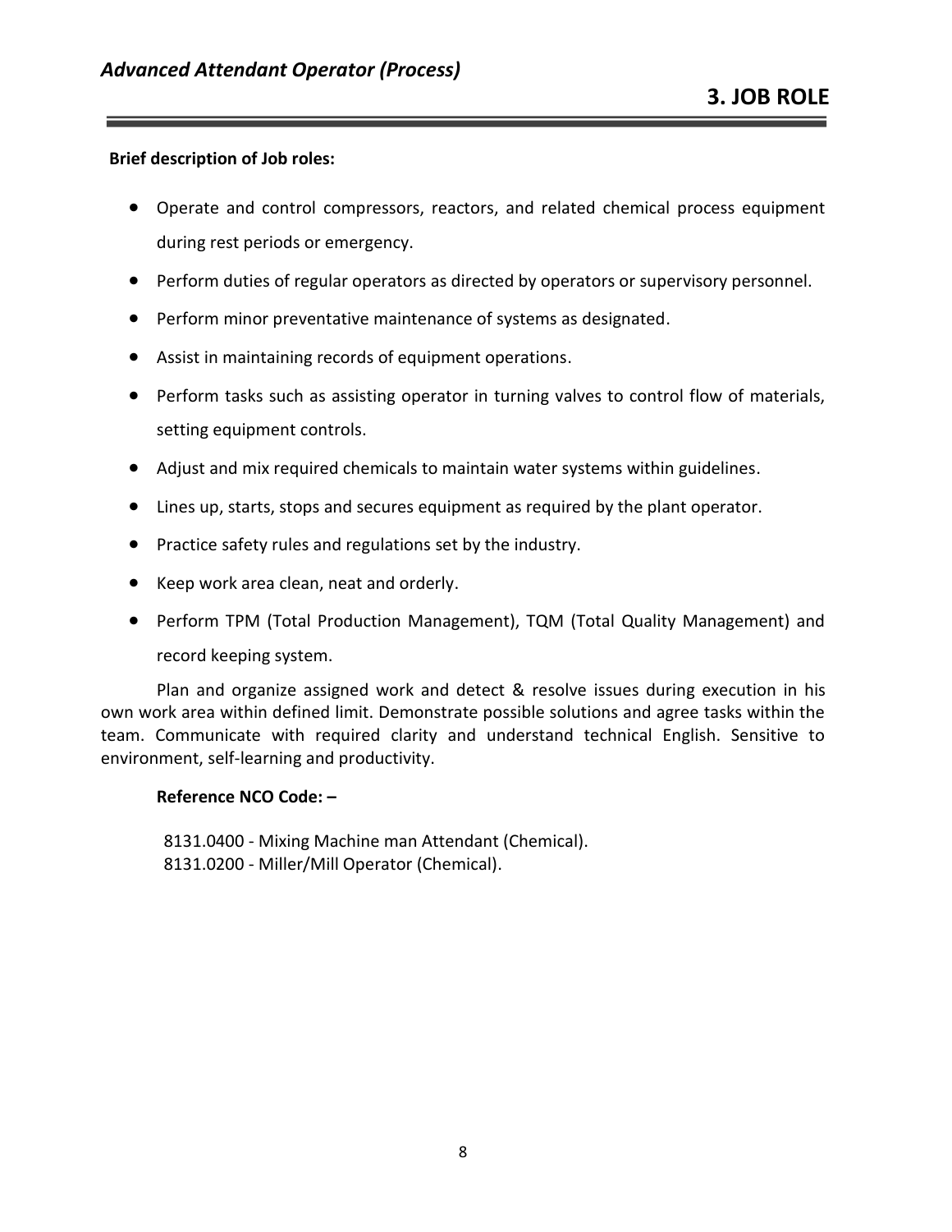# 3. JOB ROLE

**Brief description of Job roles:**

- Operate and control compressors, reactors, and related chemical process equipment during rest periods or emergency.
- Perform duties of regular operators as directed by operators or supervisory personnel.
- Perform minor preventative maintenance of systems as designated.
- Assist in maintaining records of equipment operations.
- Perform tasks such as assisting operator in turning valves to control flow of materials, setting equipment controls.
- Adjust and mix required chemicals to maintain water systems within guidelines.
- Lines up, starts, stops and secures equipment as required by the plant operator.
- Practice safety rules and regulations set by the industry.
- Keep work area clean, neat and orderly.
- Perform TPM (Total Production Management), TQM (Total Quality Management) and record keeping system.

Plan and organize assigned work and detect & resolve issues during execution in his own work area within defined limit. Demonstrate possible solutions and agree tasks within the team. Communicate with required clarity and understand technical English. Sensitive to environment, self-learning and productivity.

**Reference NCO Code: –**

8131.0400 - Mixing Machine man Attendant (Chemical).
8131.0200 - Miller/Mill Operator (Chemical).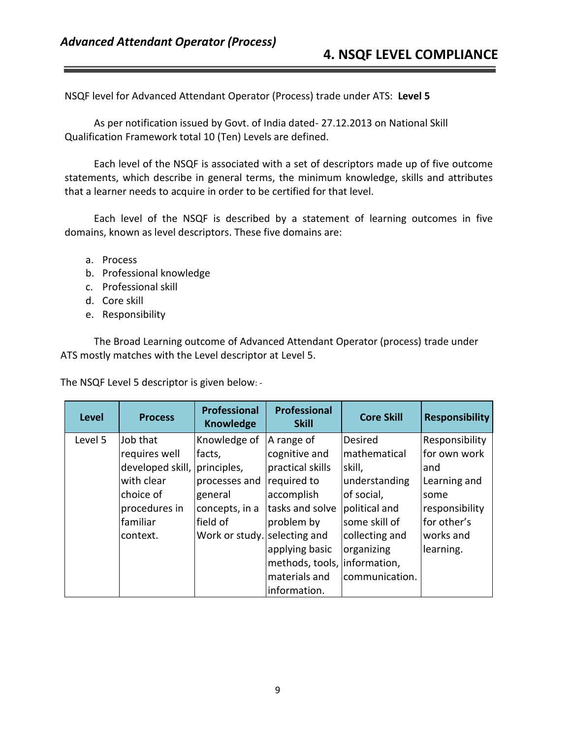# 4. NSQF LEVEL COMPLIANCE

NSQF level for Advanced Attendant Operator (Process) trade under ATS: **Level 5**

As per notification issued by Govt. of India dated- 27.12.2013 on National Skill Qualification Framework total 10 (Ten) Levels are defined.

Each level of the NSQF is associated with a set of descriptors made up of five outcome statements, which describe in general terms, the minimum knowledge, skills and attributes that a learner needs to acquire in order to be certified for that level.

Each level of the NSQF is described by a statement of learning outcomes in five domains, known as level descriptors. These five domains are:

a. Process
b. Professional knowledge
c. Professional skill
d. Core skill
e. Responsibility

The Broad Learning outcome of Advanced Attendant Operator (process) trade under ATS mostly matches with the Level descriptor at Level 5.

The NSQF Level 5 descriptor is given below: -

| Level | Process | Professional Knowledge | Professional Skill | Core Skill | Responsibility |
|---|---|---|---|---|---|
| Level 5 | Job that requires well developed skill, with clear choice of procedures in familiar context. | Knowledge of facts, principles, processes and general concepts, in a field of Work or study. | A range of cognitive and practical skills required to accomplish tasks and solve problem by selecting and applying basic methods, tools, materials and information. | Desired mathematical skill, understanding of social, political and some skill of collecting and organizing information, communication. | Responsibility for own work and Learning and some responsibility for other's works and learning. |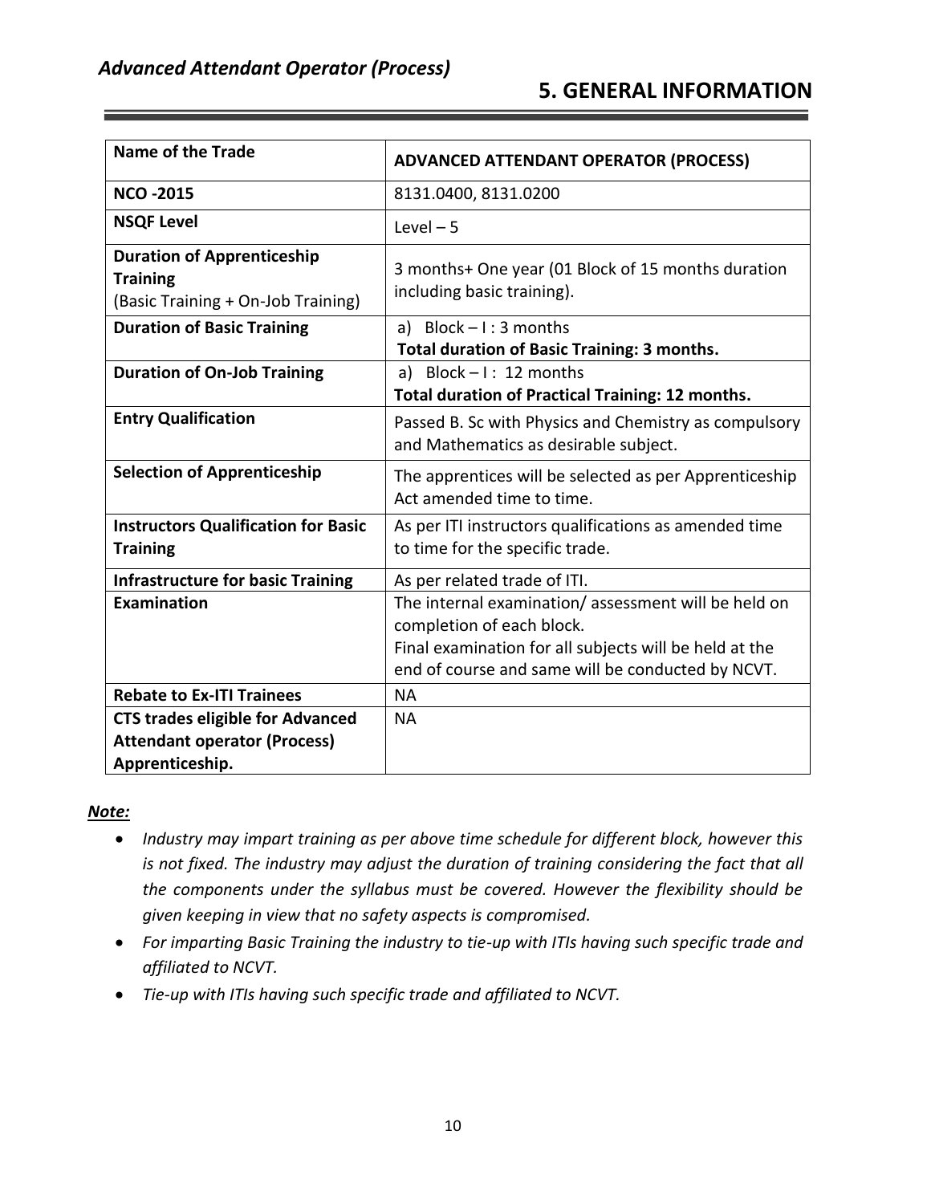# 5. GENERAL INFORMATION

| **Name of the Trade** | **ADVANCED ATTENDANT OPERATOR (PROCESS)** |
|---|---|
| **NCO -2015** | 8131.0400, 8131.0200 |
| **NSQF Level** | Level – 5 |
| **Duration of Apprenticeship Training** (Basic Training + On-Job Training) | 3 months+ One year (01 Block of 15 months duration including basic training). |
| **Duration of Basic Training** | a) Block – I : 3 months<br>**Total duration of Basic Training: 3 months.** |
| **Duration of On-Job Training** | a) Block – I : 12 months<br>**Total duration of Practical Training: 12 months.** |
| **Entry Qualification** | Passed B. Sc with Physics and Chemistry as compulsory and Mathematics as desirable subject. |
| **Selection of Apprenticeship** | The apprentices will be selected as per Apprenticeship Act amended time to time. |
| **Instructors Qualification for Basic Training** | As per ITI instructors qualifications as amended time to time for the specific trade. |
| **Infrastructure for basic Training** | As per related trade of ITI. |
| **Examination** | The internal examination/ assessment will be held on completion of each block.<br>Final examination for all subjects will be held at the end of course and same will be conducted by NCVT. |
| **Rebate to Ex-ITI Trainees** | NA |
| **CTS trades eligible for Advanced Attendant operator (Process) Apprenticeship.** | NA |

***Note:***

- *Industry may impart training as per above time schedule for different block, however this is not fixed. The industry may adjust the duration of training considering the fact that all the components under the syllabus must be covered. However the flexibility should be given keeping in view that no safety aspects is compromised.*
- *For imparting Basic Training the industry to tie-up with ITIs having such specific trade and affiliated to NCVT.*
- *Tie-up with ITIs having such specific trade and affiliated to NCVT.*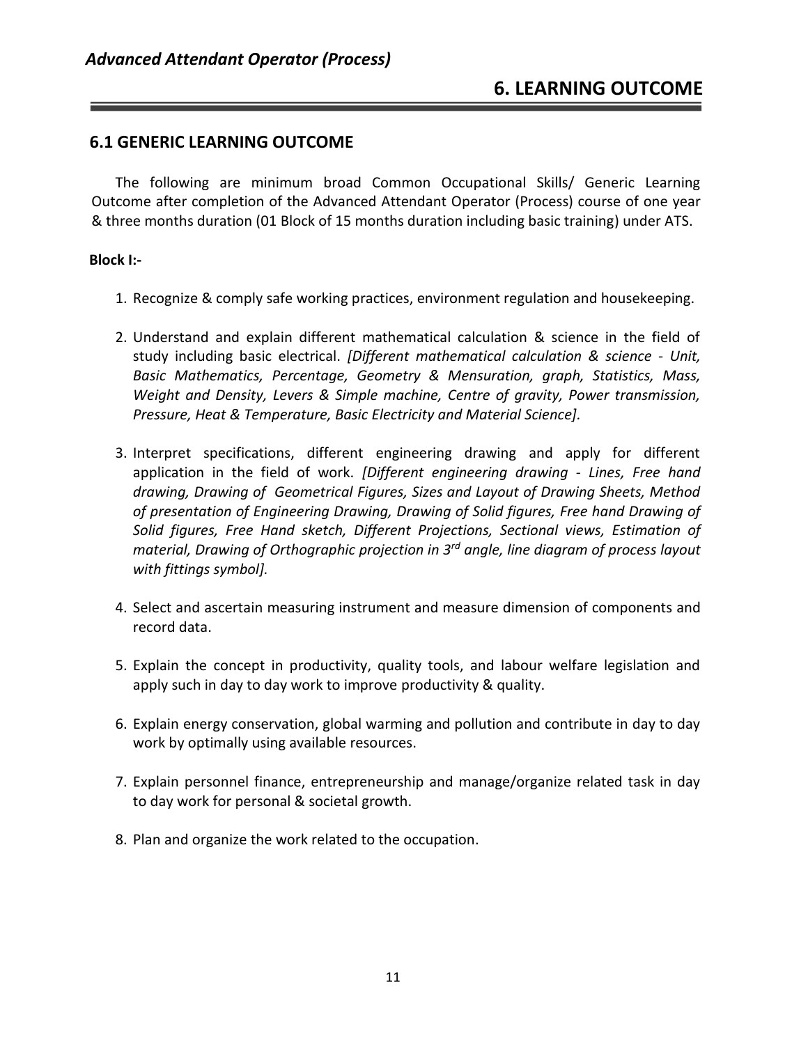# 6. LEARNING OUTCOME

## 6.1 GENERIC LEARNING OUTCOME

The following are minimum broad Common Occupational Skills/ Generic Learning Outcome after completion of the Advanced Attendant Operator (Process) course of one year & three months duration (01 Block of 15 months duration including basic training) under ATS.

**Block I:-**

1. Recognize & comply safe working practices, environment regulation and housekeeping.
2. Understand and explain different mathematical calculation & science in the field of study including basic electrical. *[Different mathematical calculation & science - Unit, Basic Mathematics, Percentage, Geometry & Mensuration, graph, Statistics, Mass, Weight and Density, Levers & Simple machine, Centre of gravity, Power transmission, Pressure, Heat & Temperature, Basic Electricity and Material Science].*
3. Interpret specifications, different engineering drawing and apply for different application in the field of work. *[Different engineering drawing - Lines, Free hand drawing, Drawing of Geometrical Figures, Sizes and Layout of Drawing Sheets, Method of presentation of Engineering Drawing, Drawing of Solid figures, Free hand Drawing of Solid figures, Free Hand sketch, Different Projections, Sectional views, Estimation of material, Drawing of Orthographic projection in 3rd angle, line diagram of process layout with fittings symbol].*
4. Select and ascertain measuring instrument and measure dimension of components and record data.
5. Explain the concept in productivity, quality tools, and labour welfare legislation and apply such in day to day work to improve productivity & quality.
6. Explain energy conservation, global warming and pollution and contribute in day to day work by optimally using available resources.
7. Explain personnel finance, entrepreneurship and manage/organize related task in day to day work for personal & societal growth.
8. Plan and organize the work related to the occupation.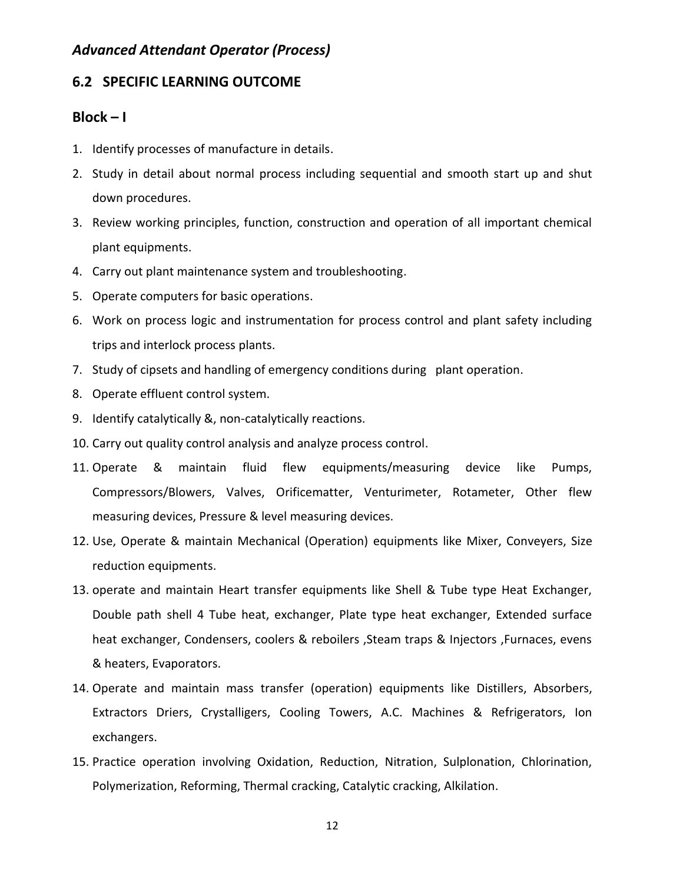*Advanced Attendant Operator (Process)*

## 6.2 SPECIFIC LEARNING OUTCOME

### Block – I

1. Identify processes of manufacture in details.
2. Study in detail about normal process including sequential and smooth start up and shut down procedures.
3. Review working principles, function, construction and operation of all important chemical plant equipments.
4. Carry out plant maintenance system and troubleshooting.
5. Operate computers for basic operations.
6. Work on process logic and instrumentation for process control and plant safety including trips and interlock process plants.
7. Study of cipsets and handling of emergency conditions during plant operation.
8. Operate effluent control system.
9. Identify catalytically &, non-catalytically reactions.
10. Carry out quality control analysis and analyze process control.
11. Operate & maintain fluid flew equipments/measuring device like Pumps, Compressors/Blowers, Valves, Orificematter, Venturimeter, Rotameter, Other flew measuring devices, Pressure & level measuring devices.
12. Use, Operate & maintain Mechanical (Operation) equipments like Mixer, Conveyers, Size reduction equipments.
13. operate and maintain Heart transfer equipments like Shell & Tube type Heat Exchanger, Double path shell 4 Tube heat, exchanger, Plate type heat exchanger, Extended surface heat exchanger, Condensers, coolers & reboilers ,Steam traps & Injectors ,Furnaces, evens & heaters, Evaporators.
14. Operate and maintain mass transfer (operation) equipments like Distillers, Absorbers, Extractors Driers, Crystalligers, Cooling Towers, A.C. Machines & Refrigerators, Ion exchangers.
15. Practice operation involving Oxidation, Reduction, Nitration, Sulplonation, Chlorination, Polymerization, Reforming, Thermal cracking, Catalytic cracking, Alkilation.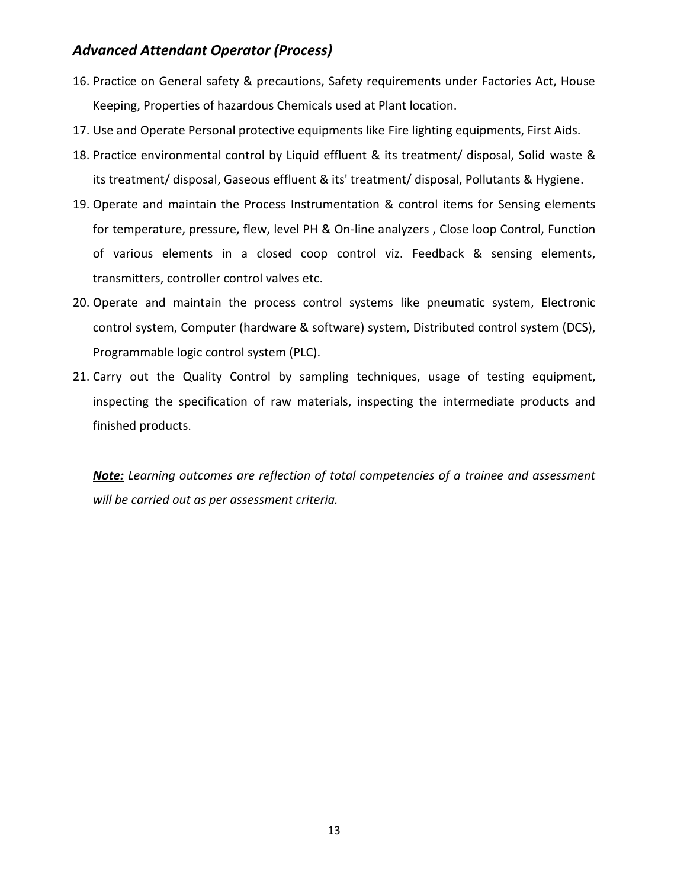## *Advanced Attendant Operator (Process)*

16. Practice on General safety & precautions, Safety requirements under Factories Act, House Keeping, Properties of hazardous Chemicals used at Plant location.
17. Use and Operate Personal protective equipments like Fire lighting equipments, First Aids.
18. Practice environmental control by Liquid effluent & its treatment/ disposal, Solid waste & its treatment/ disposal, Gaseous effluent & its' treatment/ disposal, Pollutants & Hygiene.
19. Operate and maintain the Process Instrumentation & control items for Sensing elements for temperature, pressure, flew, level PH & On-line analyzers , Close loop Control, Function of various elements in a closed coop control viz. Feedback & sensing elements, transmitters, controller control valves etc.
20. Operate and maintain the process control systems like pneumatic system, Electronic control system, Computer (hardware & software) system, Distributed control system (DCS), Programmable logic control system (PLC).
21. Carry out the Quality Control by sampling techniques, usage of testing equipment, inspecting the specification of raw materials, inspecting the intermediate products and finished products.

***Note:*** *Learning outcomes are reflection of total competencies of a trainee and assessment will be carried out as per assessment criteria.*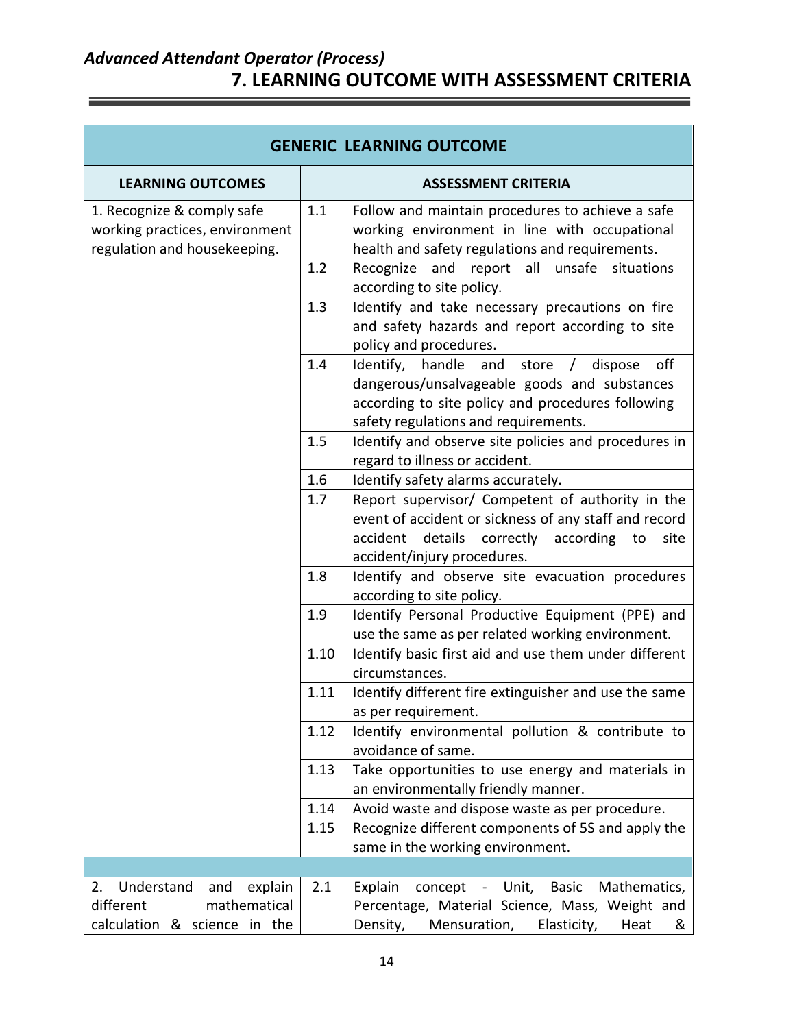# 7. LEARNING OUTCOME WITH ASSESSMENT CRITERIA

| GENERIC LEARNING OUTCOME | | |
|---|---|---|
| **LEARNING OUTCOMES** | **ASSESSMENT CRITERIA** | |
| 1. Recognize & comply safe working practices, environment regulation and housekeeping. | 1.1 | Follow and maintain procedures to achieve a safe working environment in line with occupational health and safety regulations and requirements. |
| | 1.2 | Recognize and report all unsafe situations according to site policy. |
| | 1.3 | Identify and take necessary precautions on fire and safety hazards and report according to site policy and procedures. |
| | 1.4 | Identify, handle and store / dispose off dangerous/unsalvageable goods and substances according to site policy and procedures following safety regulations and requirements. |
| | 1.5 | Identify and observe site policies and procedures in regard to illness or accident. |
| | 1.6 | Identify safety alarms accurately. |
| | 1.7 | Report supervisor/ Competent of authority in the event of accident or sickness of any staff and record accident details correctly according to site accident/injury procedures. |
| | 1.8 | Identify and observe site evacuation procedures according to site policy. |
| | 1.9 | Identify Personal Productive Equipment (PPE) and use the same as per related working environment. |
| | 1.10 | Identify basic first aid and use them under different circumstances. |
| | 1.11 | Identify different fire extinguisher and use the same as per requirement. |
| | 1.12 | Identify environmental pollution & contribute to avoidance of same. |
| | 1.13 | Take opportunities to use energy and materials in an environmentally friendly manner. |
| | 1.14 | Avoid waste and dispose waste as per procedure. |
| | 1.15 | Recognize different components of 5S and apply the same in the working environment. |
| | | |
| 2. Understand and explain different mathematical calculation & science in the | 2.1 | Explain concept - Unit, Basic Mathematics, Percentage, Material Science, Mass, Weight and Density, Mensuration, Elasticity, Heat & |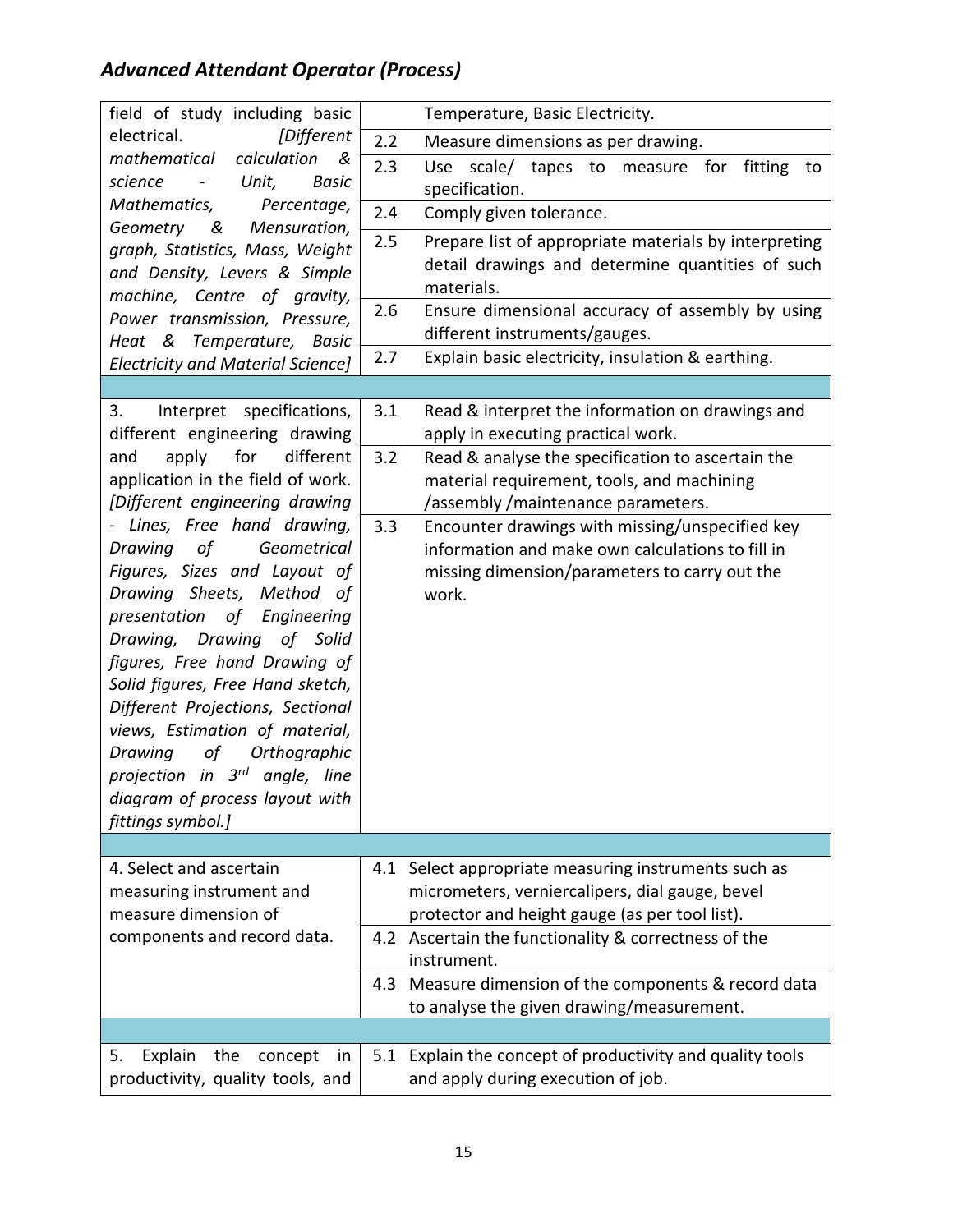## *Advanced Attendant Operator (Process)*

| | | |
|---|---|---|
| field of study including basic electrical. *[Different mathematical calculation & science - Unit, Basic Mathematics, Percentage, Geometry & Mensuration, graph, Statistics, Mass, Weight and Density, Levers & Simple machine, Centre of gravity, Power transmission, Pressure, Heat & Temperature, Basic Electricity and Material Science]* | | Temperature, Basic Electricity. |
| | 2.2 | Measure dimensions as per drawing. |
| | 2.3 | Use scale/ tapes to measure for fitting to specification. |
| | 2.4 | Comply given tolerance. |
| | 2.5 | Prepare list of appropriate materials by interpreting detail drawings and determine quantities of such materials. |
| | 2.6 | Ensure dimensional accuracy of assembly by using different instruments/gauges. |
| | 2.7 | Explain basic electricity, insulation & earthing. |
| | | |
| 3. Interpret specifications, different engineering drawing and apply for different application in the field of work. *[Different engineering drawing - Lines, Free hand drawing, Drawing of Geometrical Figures, Sizes and Layout of Drawing Sheets, Method of presentation of Engineering Drawing, Drawing of Solid figures, Free hand Drawing of Solid figures, Free Hand sketch, Different Projections, Sectional views, Estimation of material, Drawing of Orthographic projection in 3rd angle, line diagram of process layout with fittings symbol.]* | 3.1 | Read & interpret the information on drawings and apply in executing practical work. |
| | 3.2 | Read & analyse the specification to ascertain the material requirement, tools, and machining /assembly /maintenance parameters. |
| | 3.3 | Encounter drawings with missing/unspecified key information and make own calculations to fill in missing dimension/parameters to carry out the work. |
| | | |
| 4. Select and ascertain measuring instrument and measure dimension of components and record data. | 4.1 | Select appropriate measuring instruments such as micrometers, verniercalipers, dial gauge, bevel protector and height gauge (as per tool list). |
| | 4.2 | Ascertain the functionality & correctness of the instrument. |
| | 4.3 | Measure dimension of the components & record data to analyse the given drawing/measurement. |
| | | |
| 5. Explain the concept in productivity, quality tools, and | 5.1 | Explain the concept of productivity and quality tools and apply during execution of job. |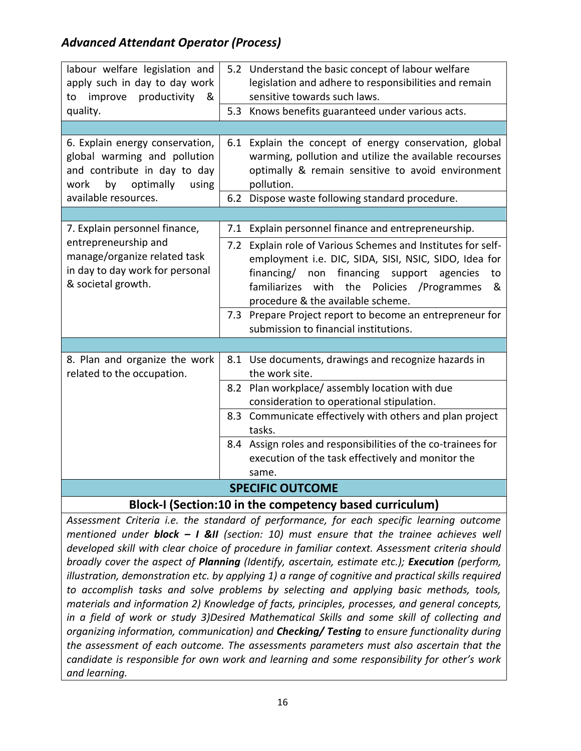## *Advanced Attendant Operator (Process)*

| | |
|---|---|
| labour welfare legislation and apply such in day to day work to improve productivity & quality. | 5.2 Understand the basic concept of labour welfare legislation and adhere to responsibilities and remain sensitive towards such laws. |
| | 5.3 Knows benefits guaranteed under various acts. |
| | |
| 6. Explain energy conservation, global warming and pollution and contribute in day to day work by optimally using available resources. | 6.1 Explain the concept of energy conservation, global warming, pollution and utilize the available recourses optimally & remain sensitive to avoid environment pollution. |
| | 6.2 Dispose waste following standard procedure. |
| | |
| 7. Explain personnel finance, entrepreneurship and manage/organize related task in day to day work for personal & societal growth. | 7.1 Explain personnel finance and entrepreneurship. |
| | 7.2 Explain role of Various Schemes and Institutes for self-employment i.e. DIC, SIDA, SISI, NSIC, SIDO, Idea for financing/ non financing support agencies to familiarizes with the Policies /Programmes & procedure & the available scheme. |
| | 7.3 Prepare Project report to become an entrepreneur for submission to financial institutions. |
| | |
| 8. Plan and organize the work related to the occupation. | 8.1 Use documents, drawings and recognize hazards in the work site. |
| | 8.2 Plan workplace/ assembly location with due consideration to operational stipulation. |
| | 8.3 Communicate effectively with others and plan project tasks. |
| | 8.4 Assign roles and responsibilities of the co-trainees for execution of the task effectively and monitor the same. |

### SPECIFIC OUTCOME

### Block-I (Section:10 in the competency based curriculum)

*Assessment Criteria i.e. the standard of performance, for each specific learning outcome mentioned under **block – I &II** (section: 10) must ensure that the trainee achieves well developed skill with clear choice of procedure in familiar context. Assessment criteria should broadly cover the aspect of **Planning** (Identify, ascertain, estimate etc.); **Execution** (perform, illustration, demonstration etc. by applying 1) a range of cognitive and practical skills required to accomplish tasks and solve problems by selecting and applying basic methods, tools, materials and information 2) Knowledge of facts, principles, processes, and general concepts, in a field of work or study 3)Desired Mathematical Skills and some skill of collecting and organizing information, communication) and **Checking/ Testing** to ensure functionality during the assessment of each outcome. The assessments parameters must also ascertain that the candidate is responsible for own work and learning and some responsibility for other's work and learning.*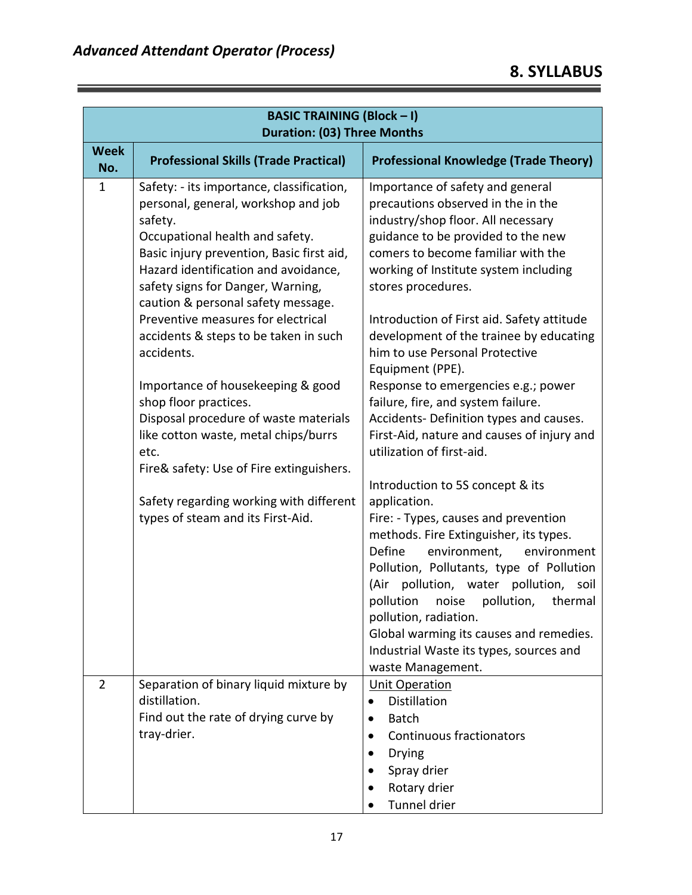# 8. SYLLABUS

| BASIC TRAINING (Block – I)<br>Duration: (03) Three Months | | |
|---|---|---|
| **Week No.** | **Professional Skills (Trade Practical)** | **Professional Knowledge (Trade Theory)** |
| 1 | Safety: - its importance, classification, personal, general, workshop and job safety.<br>Occupational health and safety.<br>Basic injury prevention, Basic first aid, Hazard identification and avoidance, safety signs for Danger, Warning, caution & personal safety message.<br>Preventive measures for electrical accidents & steps to be taken in such accidents.<br><br>Importance of housekeeping & good shop floor practices.<br>Disposal procedure of waste materials like cotton waste, metal chips/burrs etc.<br>Fire& safety: Use of Fire extinguishers.<br><br>Safety regarding working with different types of steam and its First-Aid. | Importance of safety and general precautions observed in the in the industry/shop floor. All necessary guidance to be provided to the new comers to become familiar with the working of Institute system including stores procedures.<br><br>Introduction of First aid. Safety attitude development of the trainee by educating him to use Personal Protective Equipment (PPE).<br>Response to emergencies e.g.; power failure, fire, and system failure.<br>Accidents- Definition types and causes.<br>First-Aid, nature and causes of injury and utilization of first-aid.<br><br>Introduction to 5S concept & its application.<br>Fire: - Types, causes and prevention methods. Fire Extinguisher, its types.<br>Define environment, environment Pollution, Pollutants, type of Pollution (Air pollution, water pollution, soil pollution noise pollution, thermal pollution, radiation.<br>Global warming its causes and remedies.<br>Industrial Waste its types, sources and waste Management. |
| 2 | Separation of binary liquid mixture by distillation.<br>Find out the rate of drying curve by tray-drier. | <u>Unit Operation</u><br>• Distillation<br>• Batch<br>• Continuous fractionators<br>• Drying<br>• Spray drier<br>• Rotary drier<br>• Tunnel drier |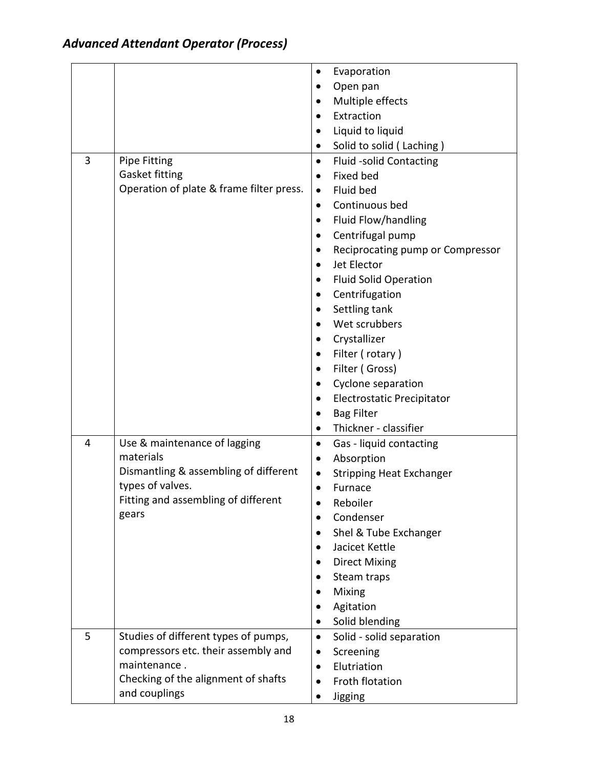## *Advanced Attendant Operator (Process)*

| | | |
|---|---|---|
| | | • Evaporation<br>• Open pan<br>• Multiple effects<br>• Extraction<br>• Liquid to liquid<br>• Solid to solid ( Laching ) |
| 3 | Pipe Fitting<br>Gasket fitting<br>Operation of plate & frame filter press. | • Fluid -solid Contacting<br>• Fixed bed<br>• Fluid bed<br>• Continuous bed<br>• Fluid Flow/handling<br>• Centrifugal pump<br>• Reciprocating pump or Compressor<br>• Jet Elector<br>• Fluid Solid Operation<br>• Centrifugation<br>• Settling tank<br>• Wet scrubbers<br>• Crystallizer<br>• Filter ( rotary )<br>• Filter ( Gross)<br>• Cyclone separation<br>• Electrostatic Precipitator<br>• Bag Filter<br>• Thickner - classifier |
| 4 | Use & maintenance of lagging materials<br>Dismantling & assembling of different types of valves.<br>Fitting and assembling of different gears | • Gas - liquid contacting<br>• Absorption<br>• Stripping Heat Exchanger<br>• Furnace<br>• Reboiler<br>• Condenser<br>• Shel & Tube Exchanger<br>• Jacicet Kettle<br>• Direct Mixing<br>• Steam traps<br>• Mixing<br>• Agitation<br>• Solid blending |
| 5 | Studies of different types of pumps, compressors etc. their assembly and maintenance .<br>Checking of the alignment of shafts and couplings | • Solid - solid separation<br>• Screening<br>• Elutriation<br>• Froth flotation<br>• Jigging |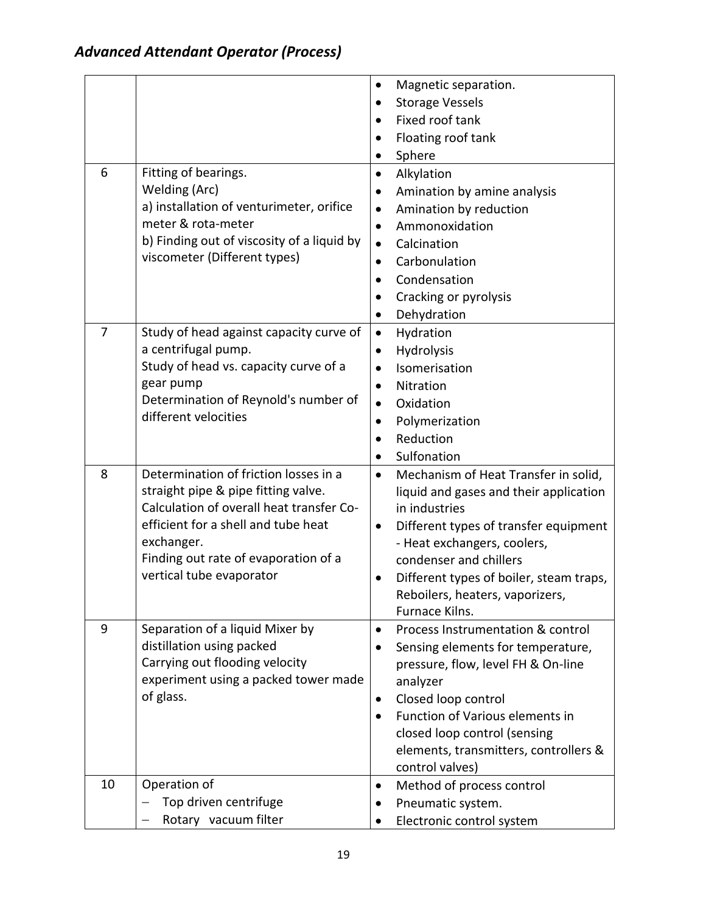## *Advanced Attendant Operator (Process)*

| | | |
|---|---|---|
| | | • Magnetic separation.<br>• Storage Vessels<br>• Fixed roof tank<br>• Floating roof tank<br>• Sphere |
| 6 | Fitting of bearings.<br>Welding (Arc)<br>a) installation of venturimeter, orifice meter & rota-meter<br>b) Finding out of viscosity of a liquid by viscometer (Different types) | • Alkylation<br>• Amination by amine analysis<br>• Amination by reduction<br>• Ammonoxidation<br>• Calcination<br>• Carbonulation<br>• Condensation<br>• Cracking or pyrolysis<br>• Dehydration |
| 7 | Study of head against capacity curve of a centrifugal pump.<br>Study of head vs. capacity curve of a gear pump<br>Determination of Reynold's number of different velocities | • Hydration<br>• Hydrolysis<br>• Isomerisation<br>• Nitration<br>• Oxidation<br>• Polymerization<br>• Reduction<br>• Sulfonation |
| 8 | Determination of friction losses in a straight pipe & pipe fitting valve.<br>Calculation of overall heat transfer Co-efficient for a shell and tube heat exchanger.<br>Finding out rate of evaporation of a vertical tube evaporator | • Mechanism of Heat Transfer in solid, liquid and gases and their application in industries<br>• Different types of transfer equipment - Heat exchangers, coolers, condenser and chillers<br>• Different types of boiler, steam traps, Reboilers, heaters, vaporizers, Furnace Kilns. |
| 9 | Separation of a liquid Mixer by distillation using packed<br>Carrying out flooding velocity experiment using a packed tower made of glass. | • Process Instrumentation & control<br>• Sensing elements for temperature, pressure, flow, level FH & On-line analyzer<br>• Closed loop control<br>• Function of Various elements in closed loop control (sensing elements, transmitters, controllers & control valves) |
| 10 | Operation of<br>– Top driven centrifuge<br>– Rotary vacuum filter | • Method of process control<br>• Pneumatic system.<br>• Electronic control system |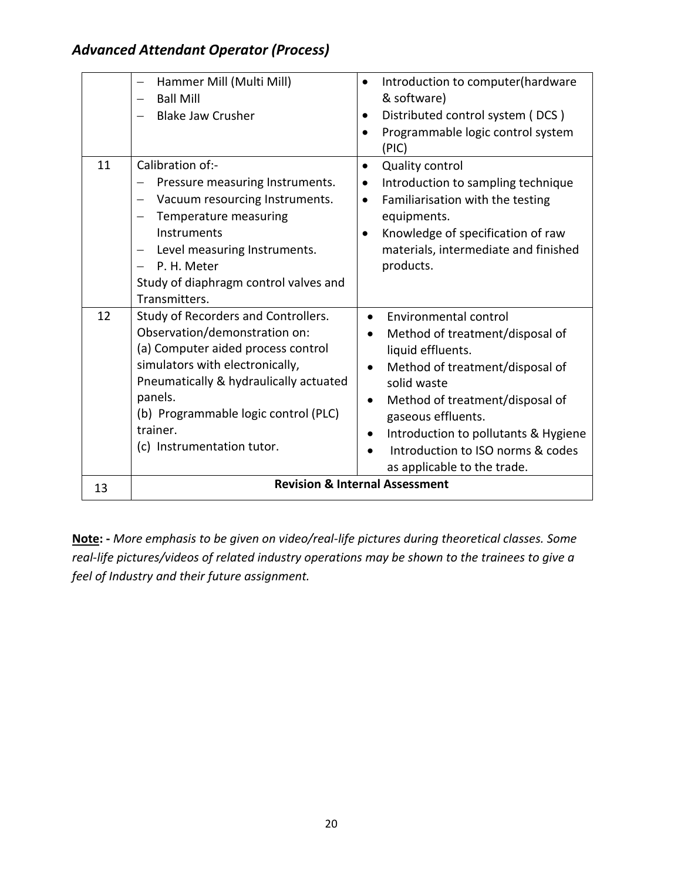## *Advanced Attendant Operator (Process)*

| | | |
|---|---|---|
| | – Hammer Mill (Multi Mill)<br>– Ball Mill<br>– Blake Jaw Crusher | • Introduction to computer(hardware & software)<br>• Distributed control system ( DCS )<br>• Programmable logic control system (PIC) |
| 11 | Calibration of:-<br>– Pressure measuring Instruments.<br>– Vacuum resourcing Instruments.<br>– Temperature measuring Instruments<br>– Level measuring Instruments.<br>– P. H. Meter<br>Study of diaphragm control valves and Transmitters. | • Quality control<br>• Introduction to sampling technique<br>• Familiarisation with the testing equipments.<br>• Knowledge of specification of raw materials, intermediate and finished products. |
| 12 | Study of Recorders and Controllers.<br>Observation/demonstration on:<br>(a) Computer aided process control simulators with electronically, Pneumatically & hydraulically actuated panels.<br>(b) Programmable logic control (PLC) trainer.<br>(c) Instrumentation tutor. | • Environmental control<br>• Method of treatment/disposal of liquid effluents.<br>• Method of treatment/disposal of solid waste<br>• Method of treatment/disposal of gaseous effluents.<br>• Introduction to pollutants & Hygiene<br>• Introduction to ISO norms & codes as applicable to the trade. |
| 13 | **Revision & Internal Assessment** | |

**Note: -** *More emphasis to be given on video/real-life pictures during theoretical classes. Some real-life pictures/videos of related industry operations may be shown to the trainees to give a feel of Industry and their future assignment.*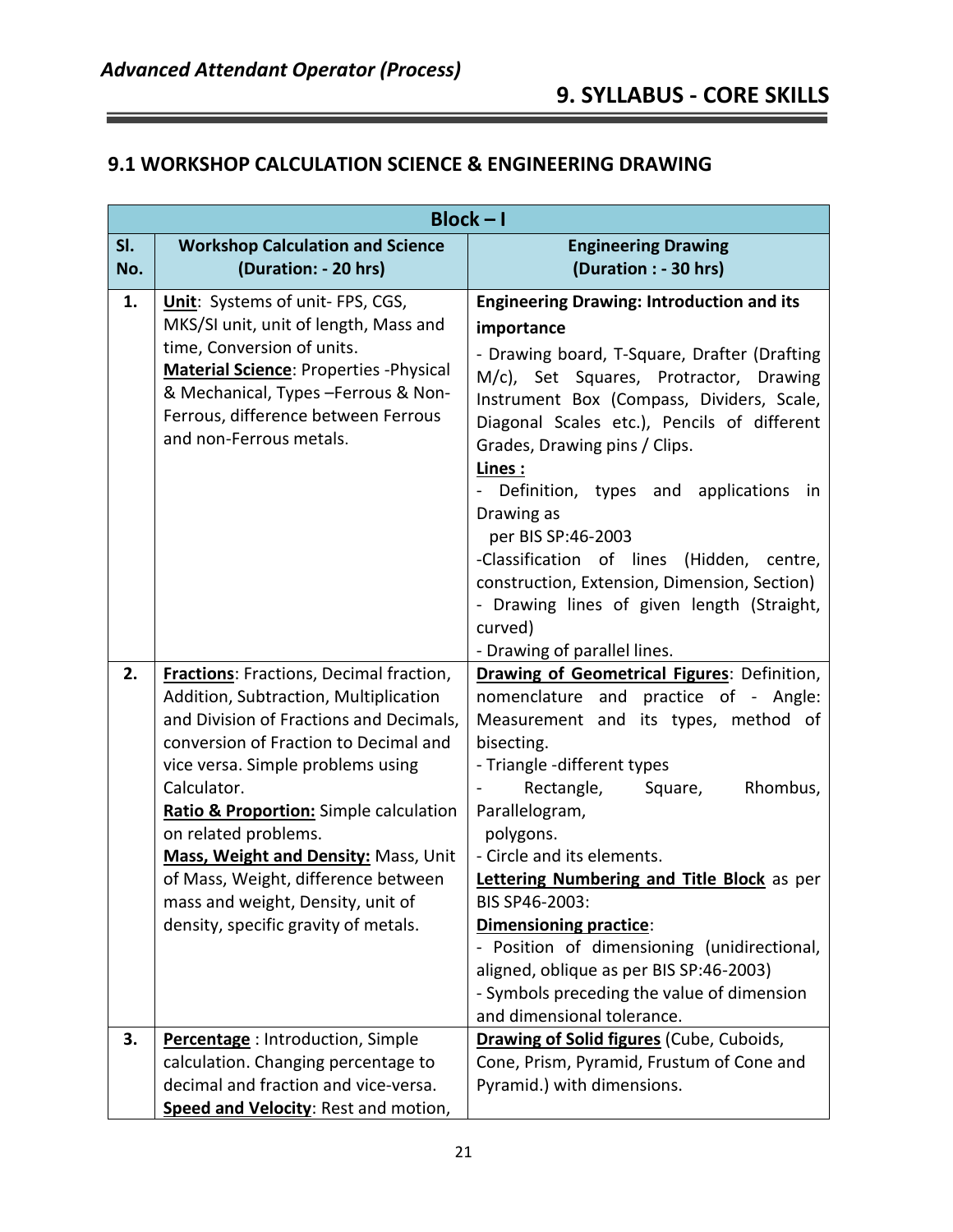## 9. SYLLABUS - CORE SKILLS

### 9.1 WORKSHOP CALCULATION SCIENCE & ENGINEERING DRAWING

| Block – I | | |
|---|---|---|
| **Sl. No.** | **Workshop Calculation and Science (Duration: - 20 hrs)** | **Engineering Drawing (Duration : - 30 hrs)** |
| **1.** | **Unit**: Systems of unit- FPS, CGS, MKS/SI unit, unit of length, Mass and time, Conversion of units.<br>**Material Science**: Properties -Physical & Mechanical, Types –Ferrous & Non-Ferrous, difference between Ferrous and non-Ferrous metals. | **Engineering Drawing: Introduction and its importance**<br>- Drawing board, T-Square, Drafter (Drafting M/c), Set Squares, Protractor, Drawing Instrument Box (Compass, Dividers, Scale, Diagonal Scales etc.), Pencils of different Grades, Drawing pins / Clips.<br>**Lines :**<br>- Definition, types and applications in Drawing as per BIS SP:46-2003<br>-Classification of lines (Hidden, centre, construction, Extension, Dimension, Section)<br>- Drawing lines of given length (Straight, curved)<br>- Drawing of parallel lines. |
| **2.** | **Fractions**: Fractions, Decimal fraction, Addition, Subtraction, Multiplication and Division of Fractions and Decimals, conversion of Fraction to Decimal and vice versa. Simple problems using Calculator.<br>**Ratio & Proportion:** Simple calculation on related problems.<br>**Mass, Weight and Density:** Mass, Unit of Mass, Weight, difference between mass and weight, Density, unit of density, specific gravity of metals. | **Drawing of Geometrical Figures**: Definition, nomenclature and practice of - Angle: Measurement and its types, method of bisecting.<br>- Triangle -different types<br>- Rectangle, Square, Rhombus, Parallelogram, polygons.<br>- Circle and its elements.<br>**Lettering Numbering and Title Block** as per BIS SP46-2003:<br>**Dimensioning practice**:<br>- Position of dimensioning (unidirectional, aligned, oblique as per BIS SP:46-2003)<br>- Symbols preceding the value of dimension and dimensional tolerance. |
| **3.** | **Percentage** : Introduction, Simple calculation. Changing percentage to decimal and fraction and vice-versa.<br>**Speed and Velocity**: Rest and motion, | **Drawing of Solid figures** (Cube, Cuboids, Cone, Prism, Pyramid, Frustum of Cone and Pyramid.) with dimensions. |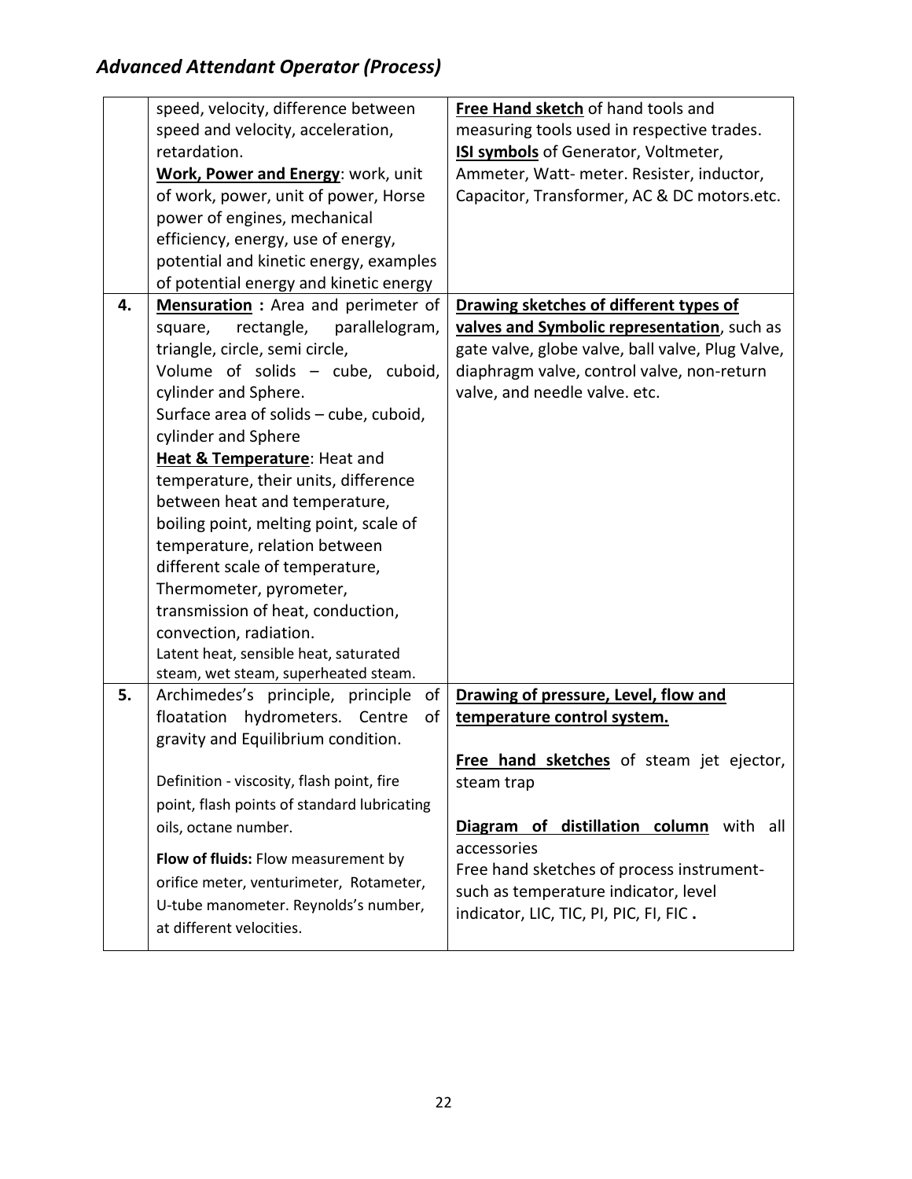## *Advanced Attendant Operator (Process)*

| | | |
|---|---|---|
| | speed, velocity, difference between speed and velocity, acceleration, retardation.<br>**Work, Power and Energy**: work, unit of work, power, unit of power, Horse power of engines, mechanical efficiency, energy, use of energy, potential and kinetic energy, examples of potential energy and kinetic energy | **Free Hand sketch** of hand tools and measuring tools used in respective trades.<br>**ISI symbols** of Generator, Voltmeter, Ammeter, Watt- meter. Resister, inductor, Capacitor, Transformer, AC & DC motors.etc. |
| **4.** | **Mensuration :** Area and perimeter of square, rectangle, parallelogram, triangle, circle, semi circle,<br>Volume of solids – cube, cuboid, cylinder and Sphere.<br>Surface area of solids – cube, cuboid, cylinder and Sphere<br>**Heat & Temperature**: Heat and temperature, their units, difference between heat and temperature, boiling point, melting point, scale of temperature, relation between different scale of temperature, Thermometer, pyrometer, transmission of heat, conduction, convection, radiation.<br>Latent heat, sensible heat, saturated steam, wet steam, superheated steam. | **Drawing sketches of different types of valves and Symbolic representation**, such as gate valve, globe valve, ball valve, Plug Valve, diaphragm valve, control valve, non-return valve, and needle valve. etc. |
| **5.** | Archimedes's principle, principle of floatation hydrometers. Centre of gravity and Equilibrium condition.<br><br>Definition - viscosity, flash point, fire point, flash points of standard lubricating oils, octane number.<br><br>**Flow of fluids:** Flow measurement by orifice meter, venturimeter, Rotameter, U-tube manometer. Reynolds's number, at different velocities. | **Drawing of pressure, Level, flow and temperature control system.**<br><br>**Free hand sketches** of steam jet ejector, steam trap<br><br>**Diagram of distillation column** with all accessories<br>Free hand sketches of process instrument- such as temperature indicator, level indicator, LIC, TIC, PI, PIC, FI, FIC **.** |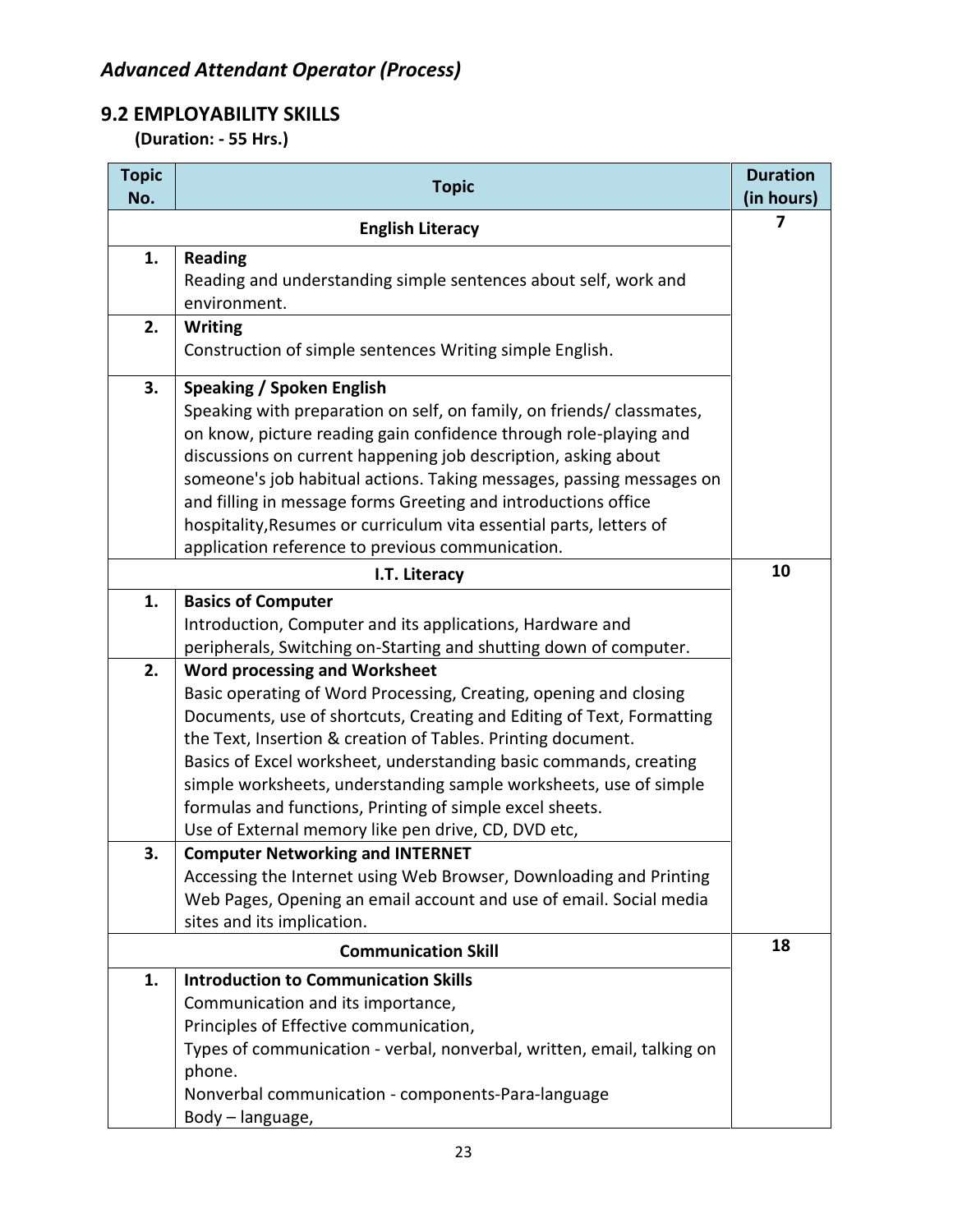*Advanced Attendant Operator (Process)*

## 9.2 EMPLOYABILITY SKILLS

**(Duration: - 55 Hrs.)**

| Topic No. | Topic | Duration (in hours) |
|---|---|---|
| | **English Literacy** | **7** |
| **1.** | **Reading**<br>Reading and understanding simple sentences about self, work and environment. | |
| **2.** | **Writing**<br>Construction of simple sentences Writing simple English. | |
| **3.** | **Speaking / Spoken English**<br>Speaking with preparation on self, on family, on friends/ classmates, on know, picture reading gain confidence through role-playing and discussions on current happening job description, asking about someone's job habitual actions. Taking messages, passing messages on and filling in message forms Greeting and introductions office hospitality,Resumes or curriculum vita essential parts, letters of application reference to previous communication. | |
| | **I.T. Literacy** | **10** |
| **1.** | **Basics of Computer**<br>Introduction, Computer and its applications, Hardware and peripherals, Switching on-Starting and shutting down of computer. | |
| **2.** | **Word processing and Worksheet**<br>Basic operating of Word Processing, Creating, opening and closing Documents, use of shortcuts, Creating and Editing of Text, Formatting the Text, Insertion & creation of Tables. Printing document.<br>Basics of Excel worksheet, understanding basic commands, creating simple worksheets, understanding sample worksheets, use of simple formulas and functions, Printing of simple excel sheets.<br>Use of External memory like pen drive, CD, DVD etc, | |
| **3.** | **Computer Networking and INTERNET**<br>Accessing the Internet using Web Browser, Downloading and Printing Web Pages, Opening an email account and use of email. Social media sites and its implication. | |
| | **Communication Skill** | **18** |
| **1.** | **Introduction to Communication Skills**<br>Communication and its importance,<br>Principles of Effective communication,<br>Types of communication - verbal, nonverbal, written, email, talking on phone.<br>Nonverbal communication - components-Para-language<br>Body – language, | |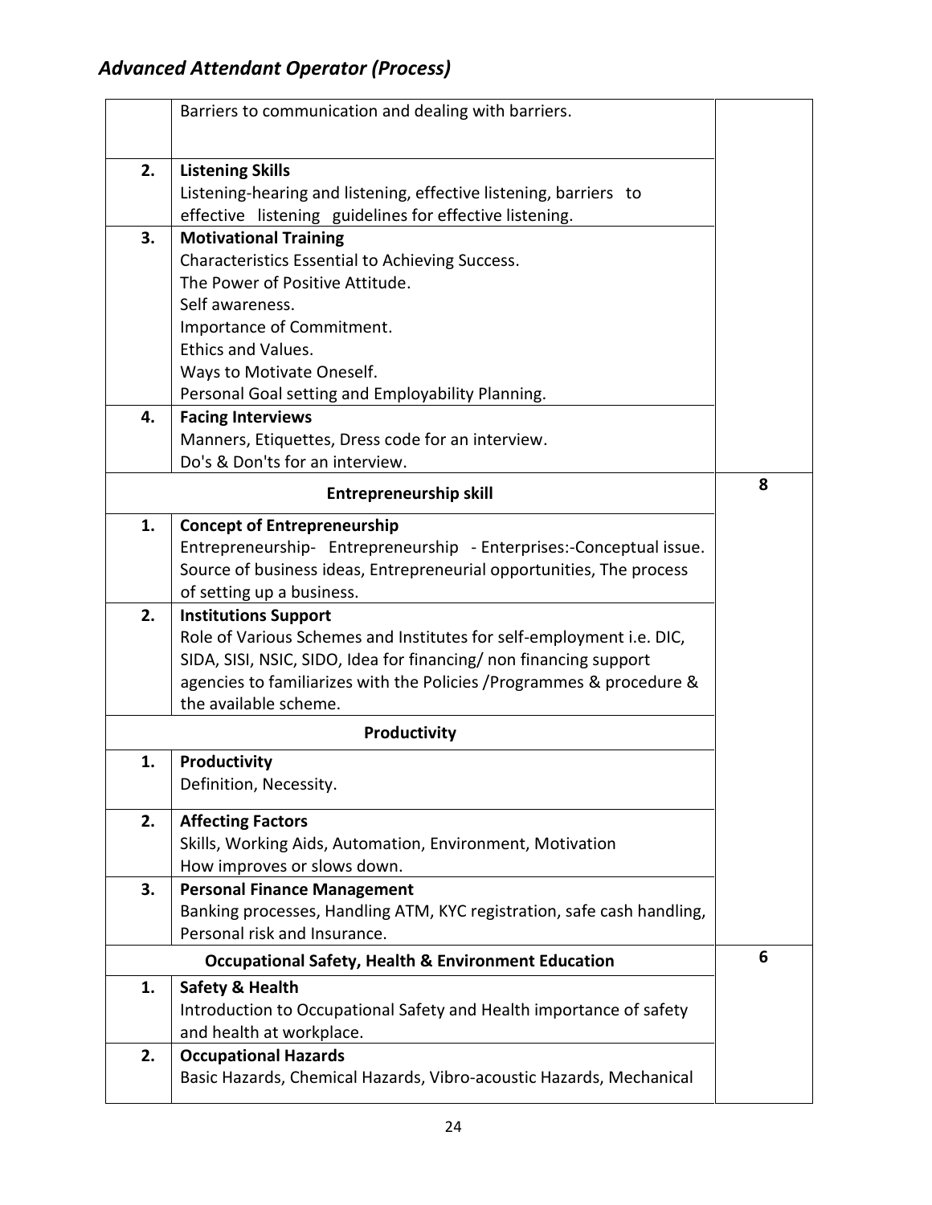## *Advanced Attendant Operator (Process)*

| | | |
|---|---|---|
| | Barriers to communication and dealing with barriers. | |
| **2.** | **Listening Skills**<br>Listening-hearing and listening, effective listening, barriers to effective listening guidelines for effective listening. | |
| **3.** | **Motivational Training**<br>Characteristics Essential to Achieving Success.<br>The Power of Positive Attitude.<br>Self awareness.<br>Importance of Commitment.<br>Ethics and Values.<br>Ways to Motivate Oneself.<br>Personal Goal setting and Employability Planning. | |
| **4.** | **Facing Interviews**<br>Manners, Etiquettes, Dress code for an interview.<br>Do's & Don'ts for an interview. | |
| | **Entrepreneurship skill** | **8** |
| **1.** | **Concept of Entrepreneurship**<br>Entrepreneurship- Entrepreneurship - Enterprises:-Conceptual issue. Source of business ideas, Entrepreneurial opportunities, The process of setting up a business. | |
| **2.** | **Institutions Support**<br>Role of Various Schemes and Institutes for self-employment i.e. DIC, SIDA, SISI, NSIC, SIDO, Idea for financing/ non financing support agencies to familiarizes with the Policies /Programmes & procedure & the available scheme. | |
| | **Productivity** | |
| **1.** | **Productivity**<br>Definition, Necessity. | |
| **2.** | **Affecting Factors**<br>Skills, Working Aids, Automation, Environment, Motivation<br>How improves or slows down. | |
| **3.** | **Personal Finance Management**<br>Banking processes, Handling ATM, KYC registration, safe cash handling, Personal risk and Insurance. | |
| | **Occupational Safety, Health & Environment Education** | **6** |
| **1.** | **Safety & Health**<br>Introduction to Occupational Safety and Health importance of safety and health at workplace. | |
| **2.** | **Occupational Hazards**<br>Basic Hazards, Chemical Hazards, Vibro-acoustic Hazards, Mechanical | |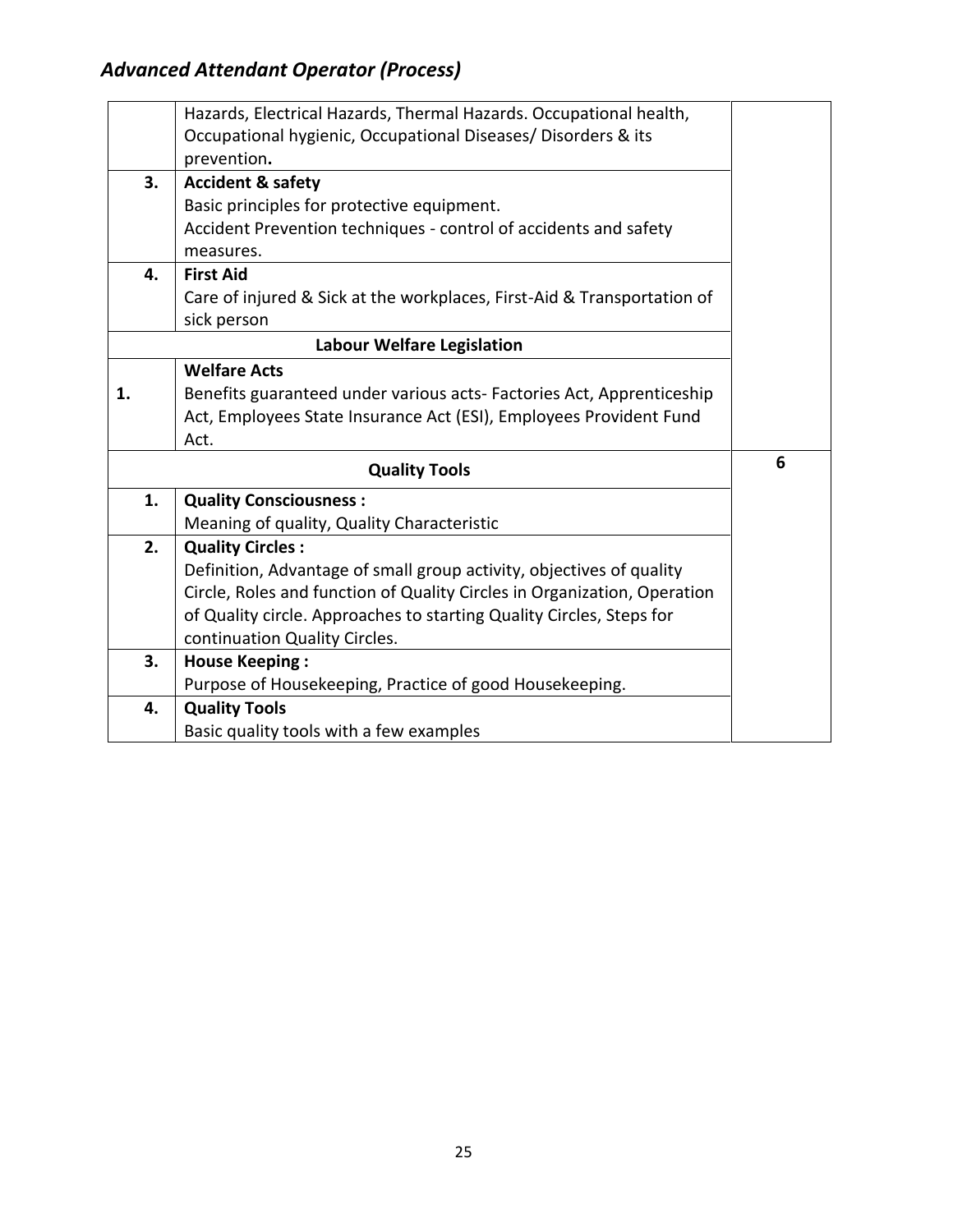*Advanced Attendant Operator (Process)*

| | | |
|---|---|---|
| | Hazards, Electrical Hazards, Thermal Hazards. Occupational health, Occupational hygienic, Occupational Diseases/ Disorders & its prevention**.** | |
| **3.** | **Accident & safety**<br>Basic principles for protective equipment.<br>Accident Prevention techniques - control of accidents and safety measures. | |
| **4.** | **First Aid**<br>Care of injured & Sick at the workplaces, First-Aid & Transportation of sick person | |
| **Labour Welfare Legislation** | | |
| **1.** | **Welfare Acts**<br>Benefits guaranteed under various acts- Factories Act, Apprenticeship Act, Employees State Insurance Act (ESI), Employees Provident Fund Act. | |
| **Quality Tools** | | **6** |
| **1.** | **Quality Consciousness :**<br>Meaning of quality, Quality Characteristic | |
| **2.** | **Quality Circles :**<br>Definition, Advantage of small group activity, objectives of quality Circle, Roles and function of Quality Circles in Organization, Operation of Quality circle. Approaches to starting Quality Circles, Steps for continuation Quality Circles. | |
| **3.** | **House Keeping :**<br>Purpose of Housekeeping, Practice of good Housekeeping. | |
| **4.** | **Quality Tools**<br>Basic quality tools with a few examples | |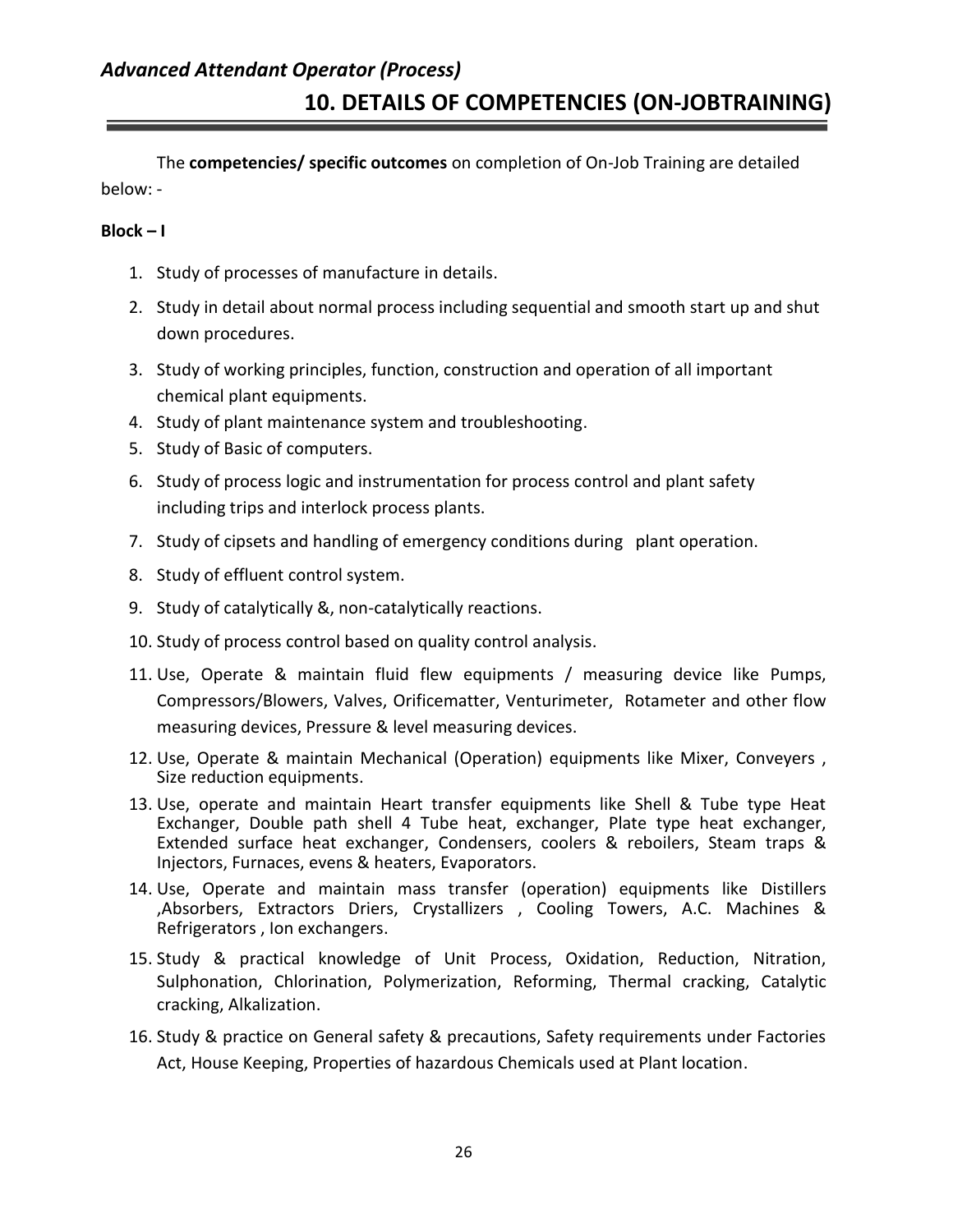## 10. DETAILS OF COMPETENCIES (ON-JOBTRAINING)

The **competencies/ specific outcomes** on completion of On-Job Training are detailed below: -

**Block – I**

1. Study of processes of manufacture in details.
2. Study in detail about normal process including sequential and smooth start up and shut down procedures.
3. Study of working principles, function, construction and operation of all important chemical plant equipments.
4. Study of plant maintenance system and troubleshooting.
5. Study of Basic of computers.
6. Study of process logic and instrumentation for process control and plant safety including trips and interlock process plants.
7. Study of cipsets and handling of emergency conditions during plant operation.
8. Study of effluent control system.
9. Study of catalytically &, non-catalytically reactions.
10. Study of process control based on quality control analysis.
11. Use, Operate & maintain fluid flew equipments / measuring device like Pumps, Compressors/Blowers, Valves, Orificematter, Venturimeter, Rotameter and other flow measuring devices, Pressure & level measuring devices.
12. Use, Operate & maintain Mechanical (Operation) equipments like Mixer, Conveyers , Size reduction equipments.
13. Use, operate and maintain Heart transfer equipments like Shell & Tube type Heat Exchanger, Double path shell 4 Tube heat, exchanger, Plate type heat exchanger, Extended surface heat exchanger, Condensers, coolers & reboilers, Steam traps & Injectors, Furnaces, evens & heaters, Evaporators.
14. Use, Operate and maintain mass transfer (operation) equipments like Distillers ,Absorbers, Extractors Driers, Crystallizers , Cooling Towers, A.C. Machines & Refrigerators , Ion exchangers.
15. Study & practical knowledge of Unit Process, Oxidation, Reduction, Nitration, Sulphonation, Chlorination, Polymerization, Reforming, Thermal cracking, Catalytic cracking, Alkalization.
16. Study & practice on General safety & precautions, Safety requirements under Factories Act, House Keeping, Properties of hazardous Chemicals used at Plant location.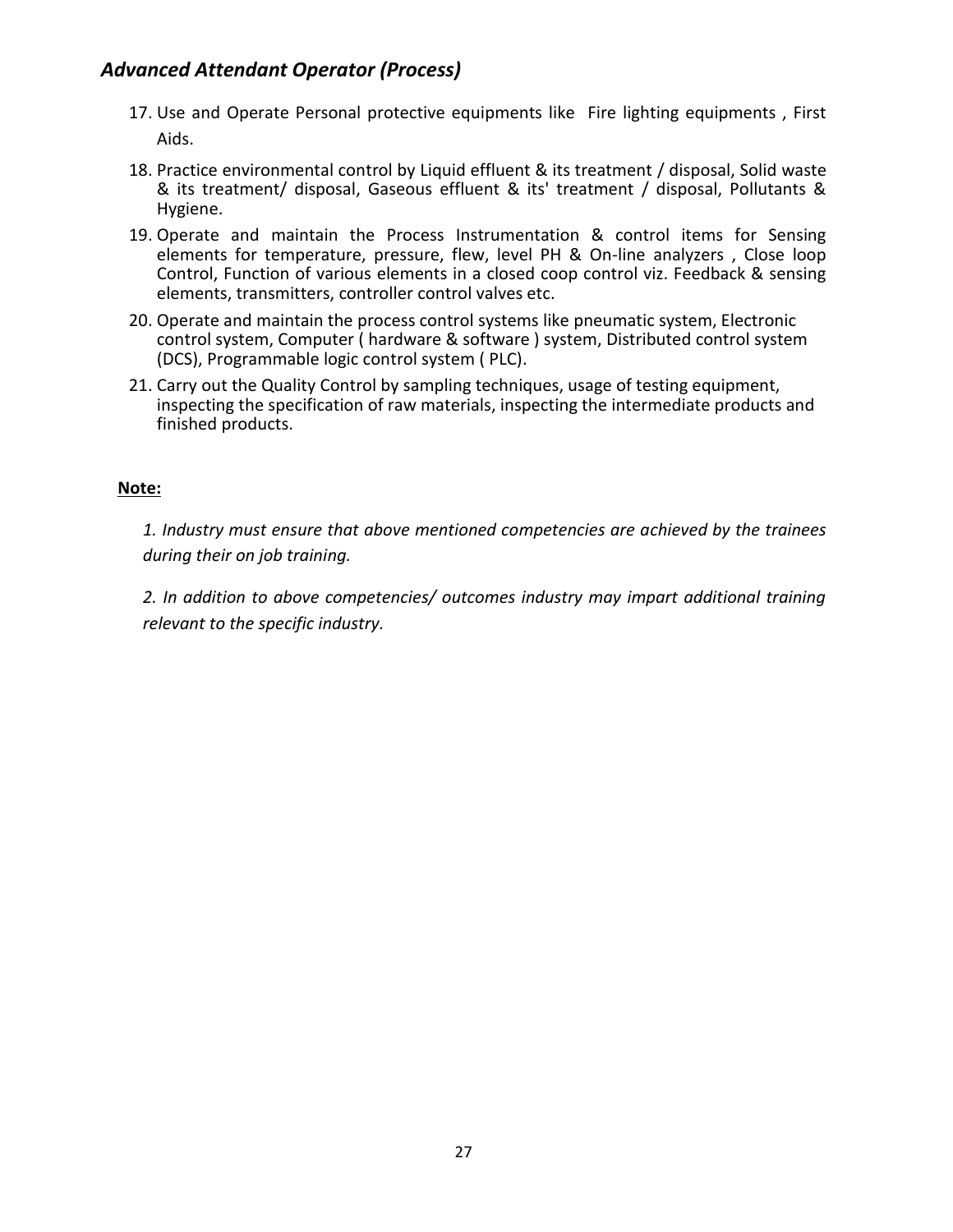*Advanced Attendant Operator (Process)*

17. Use and Operate Personal protective equipments like Fire lighting equipments , First Aids.
18. Practice environmental control by Liquid effluent & its treatment / disposal, Solid waste & its treatment/ disposal, Gaseous effluent & its' treatment / disposal, Pollutants & Hygiene.
19. Operate and maintain the Process Instrumentation & control items for Sensing elements for temperature, pressure, flew, level PH & On-line analyzers , Close loop Control, Function of various elements in a closed coop control viz. Feedback & sensing elements, transmitters, controller control valves etc.
20. Operate and maintain the process control systems like pneumatic system, Electronic control system, Computer ( hardware & software ) system, Distributed control system (DCS), Programmable logic control system ( PLC).
21. Carry out the Quality Control by sampling techniques, usage of testing equipment, inspecting the specification of raw materials, inspecting the intermediate products and finished products.

**Note:**

*1. Industry must ensure that above mentioned competencies are achieved by the trainees during their on job training.*

*2. In addition to above competencies/ outcomes industry may impart additional training relevant to the specific industry.*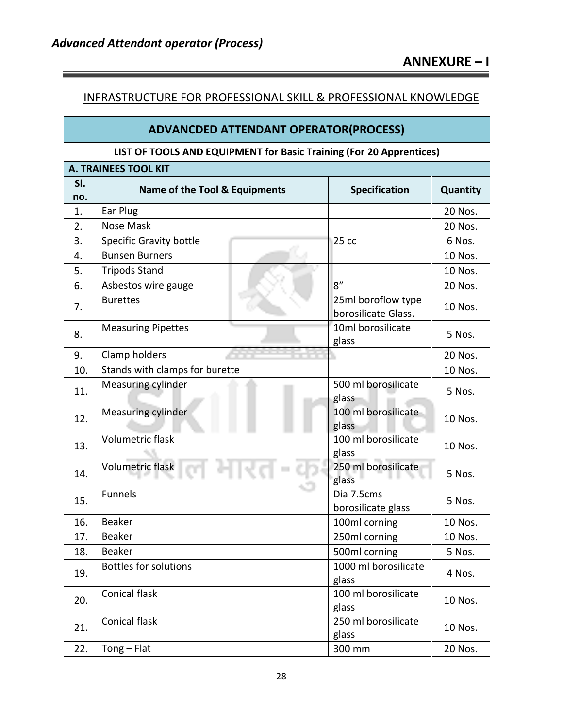## ANNEXURE – I

### INFRASTRUCTURE FOR PROFESSIONAL SKILL & PROFESSIONAL KNOWLEDGE

| ADVANCDED ATTENDANT OPERATOR(PROCESS) | | | |
|---|---|---|---|
| **LIST OF TOOLS AND EQUIPMENT for Basic Training (For 20 Apprentices)** | | | |
| **A. TRAINEES TOOL KIT** | | | |
| **Sl. no.** | **Name of the Tool & Equipments** | **Specification** | **Quantity** |
| 1. | Ear Plug | | 20 Nos. |
| 2. | Nose Mask | | 20 Nos. |
| 3. | Specific Gravity bottle | 25 cc | 6 Nos. |
| 4. | Bunsen Burners | | 10 Nos. |
| 5. | Tripods Stand | | 10 Nos. |
| 6. | Asbestos wire gauge | 8” | 20 Nos. |
| 7. | Burettes | 25ml boroflow type borosilicate Glass. | 10 Nos. |
| 8. | Measuring Pipettes | 10ml borosilicate glass | 5 Nos. |
| 9. | Clamp holders | | 20 Nos. |
| 10. | Stands with clamps for burette | | 10 Nos. |
| 11. | Measuring cylinder | 500 ml borosilicate glass | 5 Nos. |
| 12. | Measuring cylinder | 100 ml borosilicate glass | 10 Nos. |
| 13. | Volumetric flask | 100 ml borosilicate glass | 10 Nos. |
| 14. | Volumetric flask | 250 ml borosilicate glass | 5 Nos. |
| 15. | Funnels | Dia 7.5cms borosilicate glass | 5 Nos. |
| 16. | Beaker | 100ml corning | 10 Nos. |
| 17. | Beaker | 250ml corning | 10 Nos. |
| 18. | Beaker | 500ml corning | 5 Nos. |
| 19. | Bottles for solutions | 1000 ml borosilicate glass | 4 Nos. |
| 20. | Conical flask | 100 ml borosilicate glass | 10 Nos. |
| 21. | Conical flask | 250 ml borosilicate glass | 10 Nos. |
| 22. | Tong – Flat | 300 mm | 20 Nos. |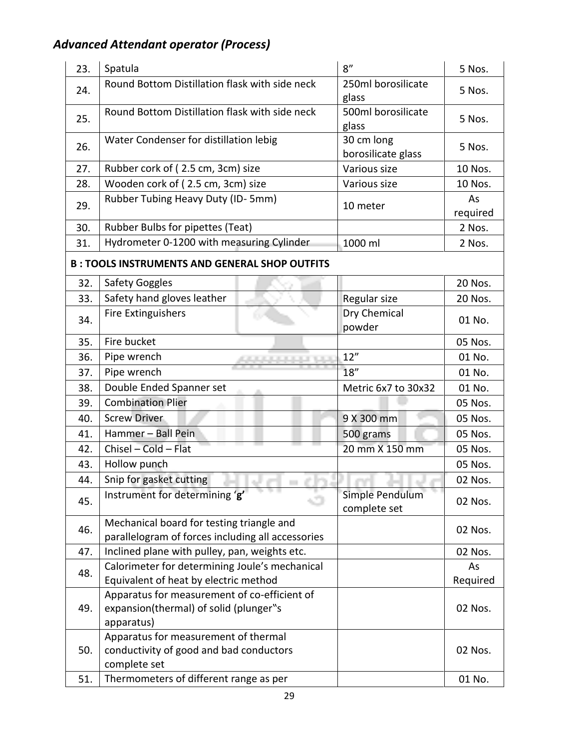| | | | |
|---|---|---|---|
| 23. | Spatula | 8” | 5 Nos. |
| 24. | Round Bottom Distillation flask with side neck | 250ml borosilicate glass | 5 Nos. |
| 25. | Round Bottom Distillation flask with side neck | 500ml borosilicate glass | 5 Nos. |
| 26. | Water Condenser for distillation lebig | 30 cm long borosilicate glass | 5 Nos. |
| 27. | Rubber cork of ( 2.5 cm, 3cm) size | Various size | 10 Nos. |
| 28. | Wooden cork of ( 2.5 cm, 3cm) size | Various size | 10 Nos. |
| 29. | Rubber Tubing Heavy Duty (ID- 5mm) | 10 meter | As required |
| 30. | Rubber Bulbs for pipettes (Teat) | | 2 Nos. |
| 31. | Hydrometer 0-1200 with measuring Cylinder | 1000 ml | 2 Nos. |
| **B : TOOLS INSTRUMENTS AND GENERAL SHOP OUTFITS** | | | |
| 32. | Safety Goggles | | 20 Nos. |
| 33. | Safety hand gloves leather | Regular size | 20 Nos. |
| 34. | Fire Extinguishers | Dry Chemical powder | 01 No. |
| 35. | Fire bucket | | 05 Nos. |
| 36. | Pipe wrench | 12” | 01 No. |
| 37. | Pipe wrench | 18” | 01 No. |
| 38. | Double Ended Spanner set | Metric 6x7 to 30x32 | 01 No. |
| 39. | Combination Plier | | 05 Nos. |
| 40. | Screw Driver | 9 X 300 mm | 05 Nos. |
| 41. | Hammer – Ball Pein | 500 grams | 05 Nos. |
| 42. | Chisel – Cold – Flat | 20 mm X 150 mm | 05 Nos. |
| 43. | Hollow punch | | 05 Nos. |
| 44. | Snip for gasket cutting | | 02 Nos. |
| 45. | Instrument for determining ‘**g’** | Simple Pendulum complete set | 02 Nos. |
| 46. | Mechanical board for testing triangle and parallelogram of forces including all accessories | | 02 Nos. |
| 47. | Inclined plane with pulley, pan, weights etc. | | 02 Nos. |
| 48. | Calorimeter for determining Joule’s mechanical Equivalent of heat by electric method | | As Required |
| 49. | Apparatus for measurement of co-efficient of expansion(thermal) of solid (plunger‟s apparatus) | | 02 Nos. |
| 50. | Apparatus for measurement of thermal conductivity of good and bad conductors complete set | | 02 Nos. |
| 51. | Thermometers of different range as per | | 01 No. |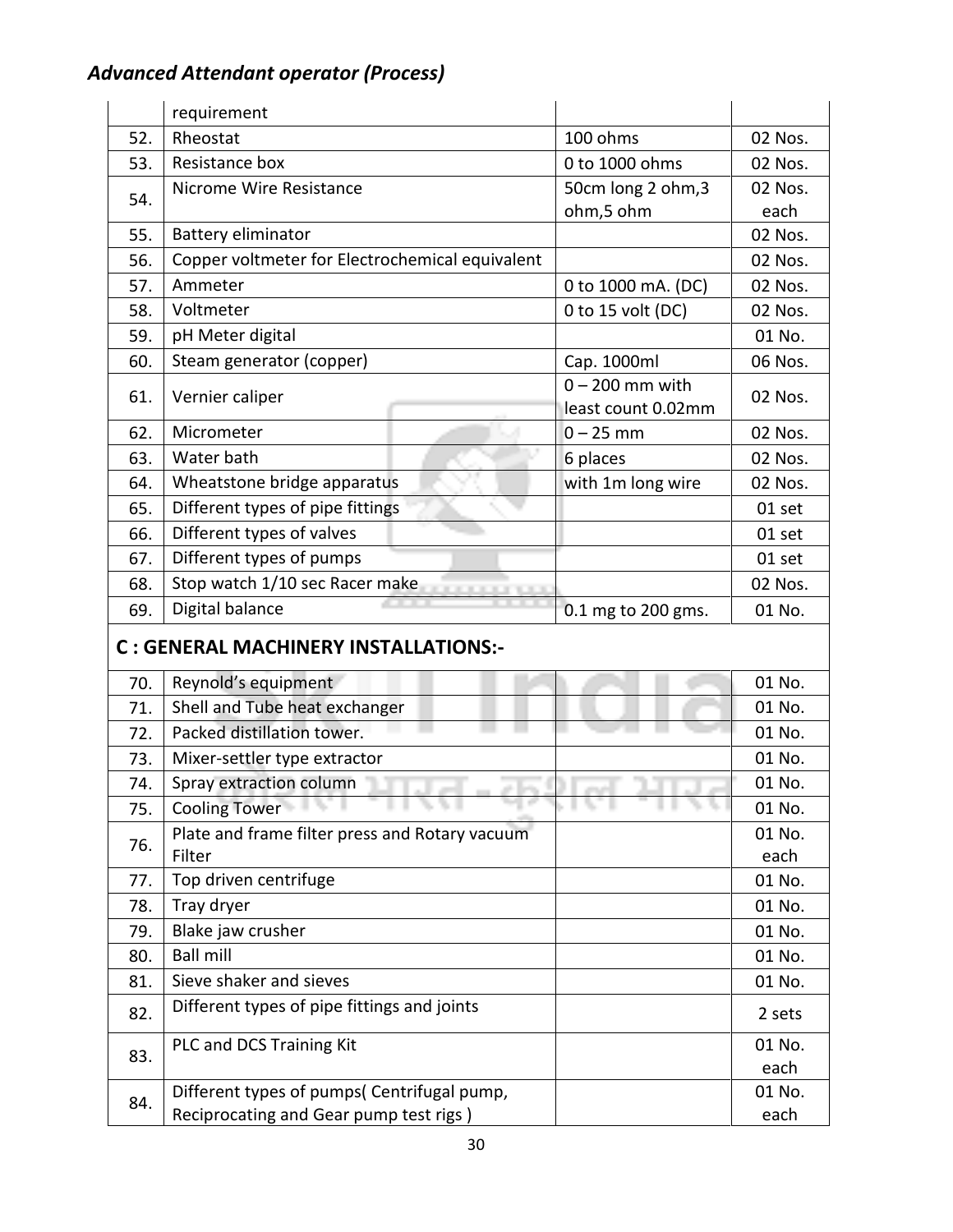| | requirement | | |
|---|---|---|---|
| 52. | Rheostat | 100 ohms | 02 Nos. |
| 53. | Resistance box | 0 to 1000 ohms | 02 Nos. |
| 54. | Nicrome Wire Resistance | 50cm long 2 ohm,3 ohm,5 ohm | 02 Nos. each |
| 55. | Battery eliminator | | 02 Nos. |
| 56. | Copper voltmeter for Electrochemical equivalent | | 02 Nos. |
| 57. | Ammeter | 0 to 1000 mA. (DC) | 02 Nos. |
| 58. | Voltmeter | 0 to 15 volt (DC) | 02 Nos. |
| 59. | pH Meter digital | | 01 No. |
| 60. | Steam generator (copper) | Cap. 1000ml | 06 Nos. |
| 61. | Vernier caliper | 0 – 200 mm with least count 0.02mm | 02 Nos. |
| 62. | Micrometer | 0 – 25 mm | 02 Nos. |
| 63. | Water bath | 6 places | 02 Nos. |
| 64. | Wheatstone bridge apparatus | with 1m long wire | 02 Nos. |
| 65. | Different types of pipe fittings | | 01 set |
| 66. | Different types of valves | | 01 set |
| 67. | Different types of pumps | | 01 set |
| 68. | Stop watch 1/10 sec Racer make | | 02 Nos. |
| 69. | Digital balance | 0.1 mg to 200 gms. | 01 No. |
| **C : GENERAL MACHINERY INSTALLATIONS:-** | | | |
| 70. | Reynold's equipment | | 01 No. |
| 71. | Shell and Tube heat exchanger | | 01 No. |
| 72. | Packed distillation tower. | | 01 No. |
| 73. | Mixer-settler type extractor | | 01 No. |
| 74. | Spray extraction column | | 01 No. |
| 75. | Cooling Tower | | 01 No. |
| 76. | Plate and frame filter press and Rotary vacuum Filter | | 01 No. each |
| 77. | Top driven centrifuge | | 01 No. |
| 78. | Tray dryer | | 01 No. |
| 79. | Blake jaw crusher | | 01 No. |
| 80. | Ball mill | | 01 No. |
| 81. | Sieve shaker and sieves | | 01 No. |
| 82. | Different types of pipe fittings and joints | | 2 sets |
| 83. | PLC and DCS Training Kit | | 01 No. each |
| 84. | Different types of pumps( Centrifugal pump, Reciprocating and Gear pump test rigs ) | | 01 No. each |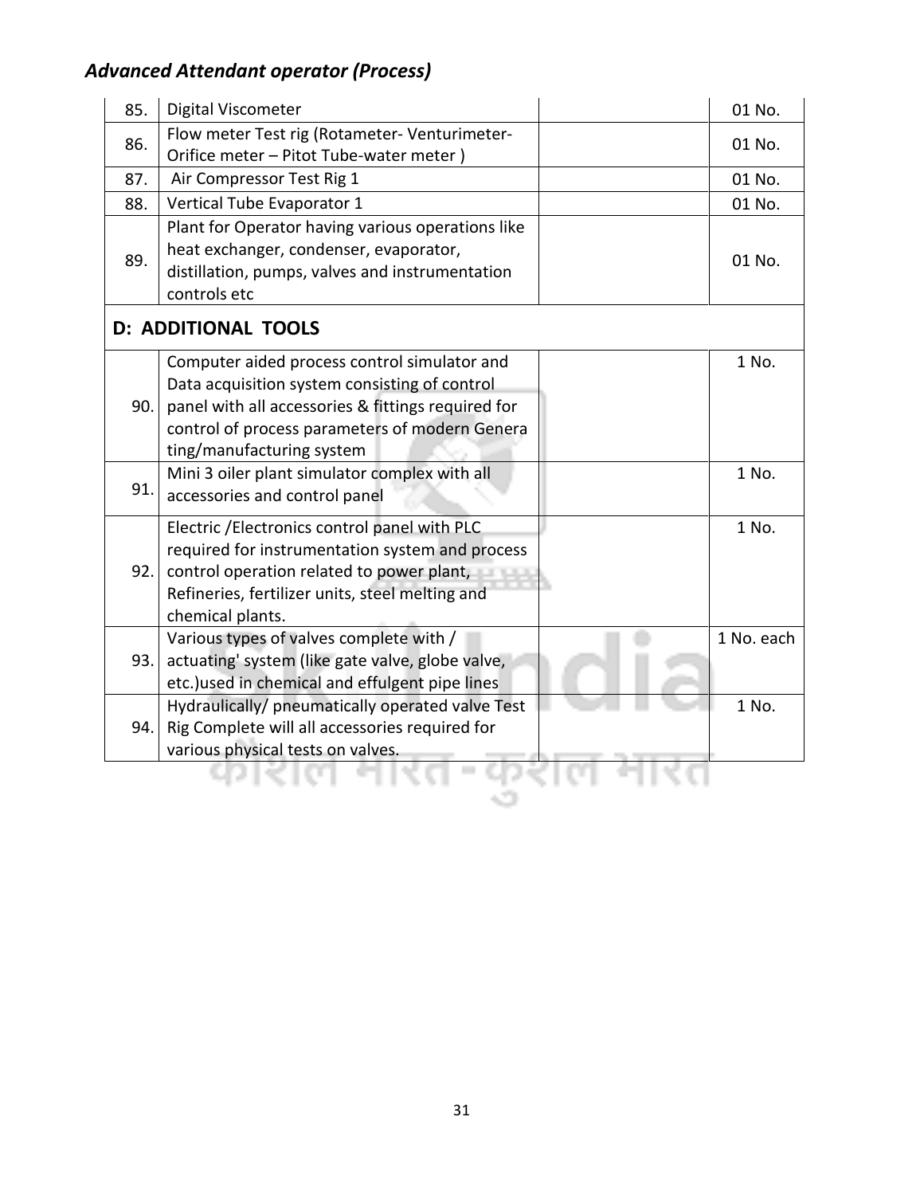| | | | |
|---|---|---|---|
| 85. | Digital Viscometer | | 01 No. |
| 86. | Flow meter Test rig (Rotameter- Venturimeter- Orifice meter – Pitot Tube-water meter ) | | 01 No. |
| 87. | Air Compressor Test Rig 1 | | 01 No. |
| 88. | Vertical Tube Evaporator 1 | | 01 No. |
| 89. | Plant for Operator having various operations like heat exchanger, condenser, evaporator, distillation, pumps, valves and instrumentation controls etc | | 01 No. |
| **D: ADDITIONAL TOOLS** | | | |
| 90. | Computer aided process control simulator and Data acquisition system consisting of control panel with all accessories & fittings required for control of process parameters of modern Genera ting/manufacturing system | | 1 No. |
| 91. | Mini 3 oiler plant simulator complex with all accessories and control panel | | 1 No. |
| 92. | Electric /Electronics control panel with PLC required for instrumentation system and process control operation related to power plant, Refineries, fertilizer units, steel melting and chemical plants. | | 1 No. |
| 93. | Various types of valves complete with / actuating' system (like gate valve, globe valve, etc.)used in chemical and effulgent pipe lines | | 1 No. each |
| 94. | Hydraulically/ pneumatically operated valve Test Rig Complete will all accessories required for various physical tests on valves. | | 1 No. |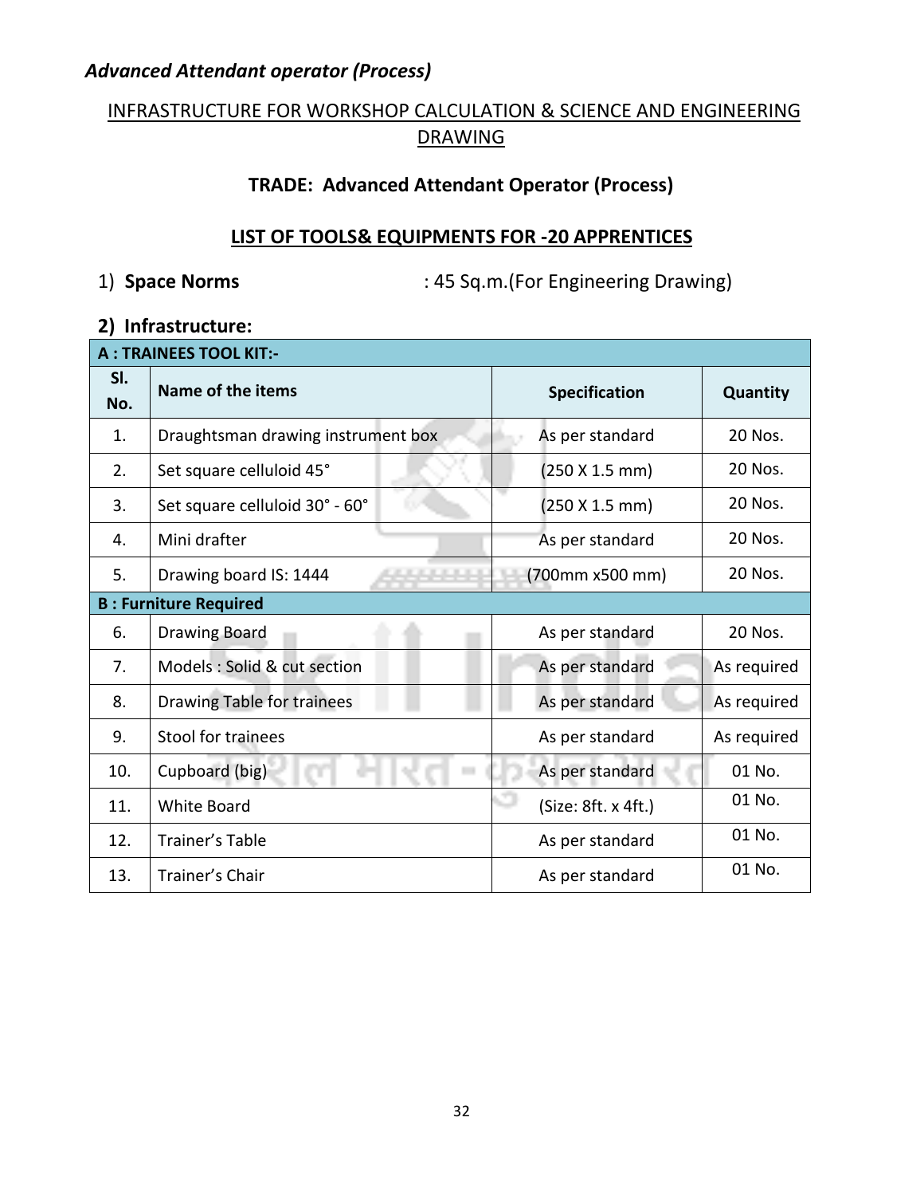*Advanced Attendant operator (Process)*

## INFRASTRUCTURE FOR WORKSHOP CALCULATION & SCIENCE AND ENGINEERING DRAWING

### TRADE: Advanced Attendant Operator (Process)

### LIST OF TOOLS& EQUIPMENTS FOR -20 APPRENTICES

1) **Space Norms** : 45 Sq.m.(For Engineering Drawing)

**2) Infrastructure:**

| **A : TRAINEES TOOL KIT:-** | | | |
|---|---|---|---|
| **Sl. No.** | **Name of the items** | **Specification** | **Quantity** |
| 1. | Draughtsman drawing instrument box | As per standard | 20 Nos. |
| 2. | Set square celluloid 45° | (250 X 1.5 mm) | 20 Nos. |
| 3. | Set square celluloid 30° - 60° | (250 X 1.5 mm) | 20 Nos. |
| 4. | Mini drafter | As per standard | 20 Nos. |
| 5. | Drawing board IS: 1444 | (700mm x500 mm) | 20 Nos. |
| **B : Furniture Required** | | | |
| 6. | Drawing Board | As per standard | 20 Nos. |
| 7. | Models : Solid & cut section | As per standard | As required |
| 8. | Drawing Table for trainees | As per standard | As required |
| 9. | Stool for trainees | As per standard | As required |
| 10. | Cupboard (big) | As per standard | 01 No. |
| 11. | White Board | (Size: 8ft. x 4ft.) | 01 No. |
| 12. | Trainer's Table | As per standard | 01 No. |
| 13. | Trainer's Chair | As per standard | 01 No. |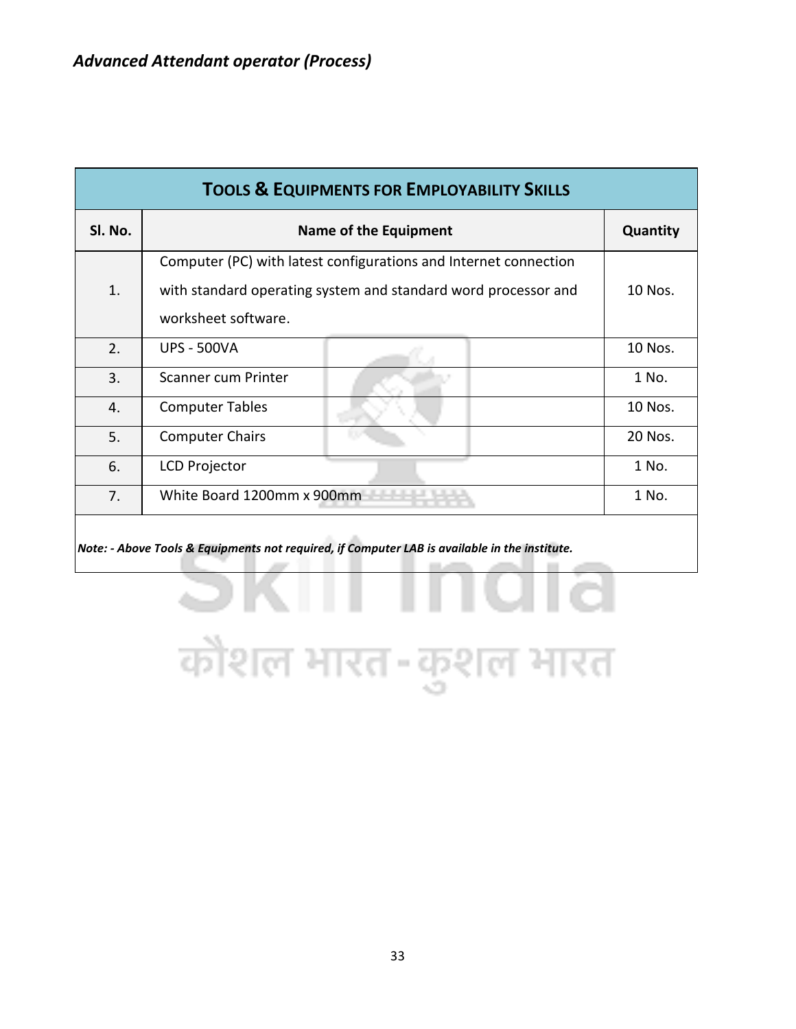| TOOLS & EQUIPMENTS FOR EMPLOYABILITY SKILLS | | |
|---|---|---|
| **Sl. No.** | **Name of the Equipment** | **Quantity** |
| 1. | Computer (PC) with latest configurations and Internet connection with standard operating system and standard word processor and worksheet software. | 10 Nos. |
| 2. | UPS - 500VA | 10 Nos. |
| 3. | Scanner cum Printer | 1 No. |
| 4. | Computer Tables | 10 Nos. |
| 5. | Computer Chairs | 20 Nos. |
| 6. | LCD Projector | 1 No. |
| 7. | White Board 1200mm x 900mm | 1 No. |

***Note: - Above Tools & Equipments not required, if Computer LAB is available in the institute.***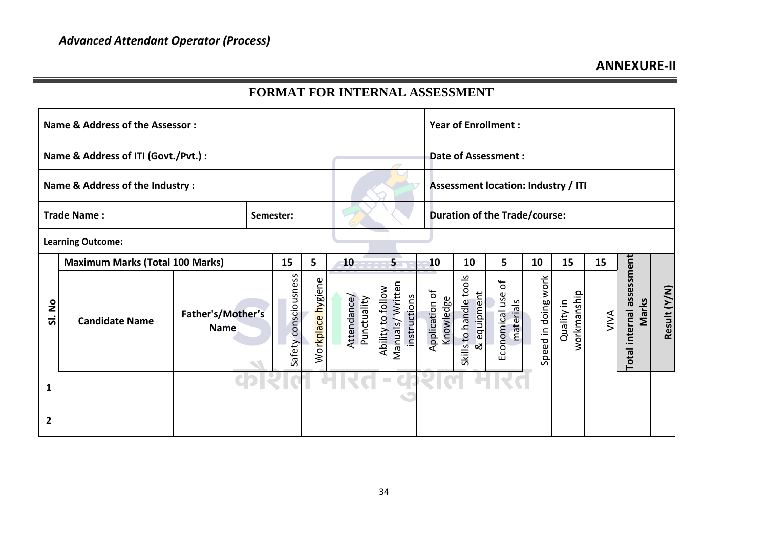*Advanced Attendant Operator (Process)*

**ANNEXURE-II**

# FORMAT FOR INTERNAL ASSESSMENT

| | |
|---|---|
| **Name & Address of the Assessor :** | **Year of Enrollment :** |
| **Name & Address of ITI (Govt./Pvt.) :** | **Date of Assessment :** |
| **Name & Address of the Industry :** | **Assessment location: Industry / ITI** |
| **Trade Name :** **Semester:** | **Duration of the Trade/course:** |
| **Learning Outcome:** | |

| **Sl. No** | **Maximum Marks (Total 100 Marks)** | | 15 | 5 | 10 | 5 | 10 | 10 | 5 | 10 | 15 | 15 | **Total internal assessment Marks** | **Result (Y/N)** |
|---|---|---|---|---|---|---|---|---|---|---|---|---|---|---|
| | **Candidate Name** | **Father's/Mother's Name** | Safety consciousness | Workplace hygiene | Attendance/ Punctuality | Ability to follow Manuals/ Written instructions | Application of Knowledge | Skills to handle tools & equipment | Economical use of materials | Speed in doing work | Quality in workmanship | VIVA | | |
| **1** | | | | | | | | | | | | | | |
| **2** | | | | | | | | | | | | | | |